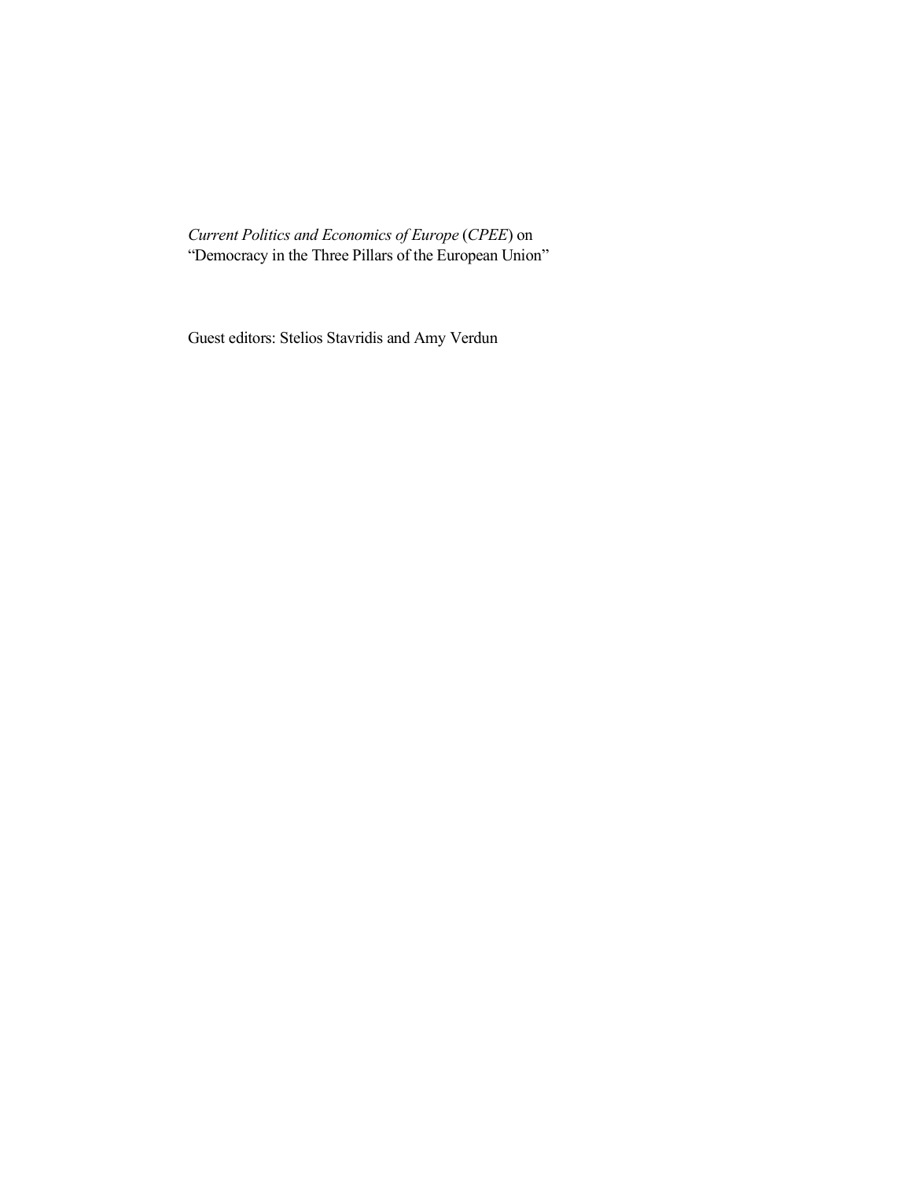*Current Politics and Economics of Europe* (*CPEE*) on
"Democracy in the Three Pillars of the European Union"

Guest editors: Stelios Stavridis and Amy Verdun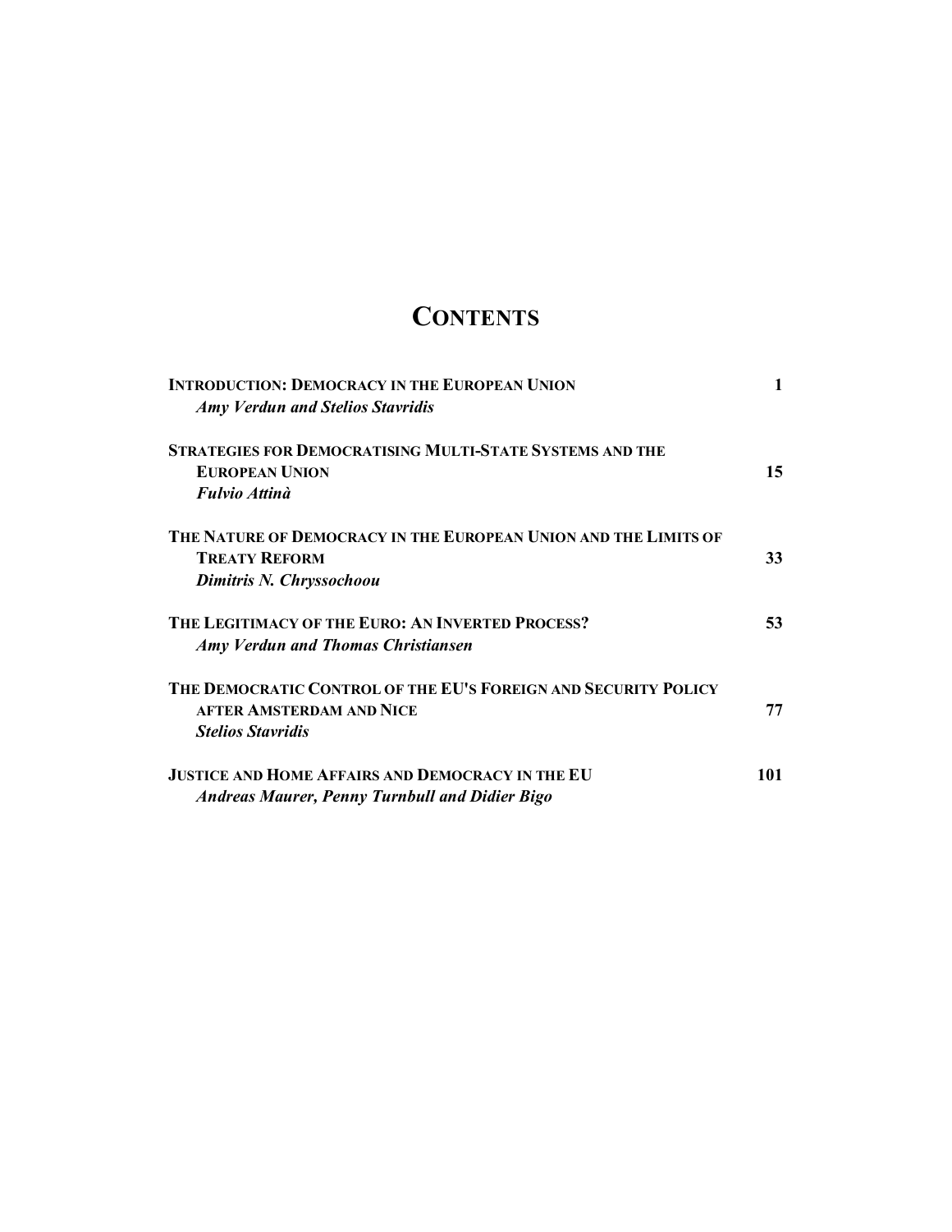# CONTENTS

**INTRODUCTION: DEMOCRACY IN THE EUROPEAN UNION** **1**
*Amy Verdun and Stelios Stavridis*

**STRATEGIES FOR DEMOCRATISING MULTI-STATE SYSTEMS AND THE EUROPEAN UNION** **15**
*Fulvio Attinà*

**THE NATURE OF DEMOCRACY IN THE EUROPEAN UNION AND THE LIMITS OF TREATY REFORM** **33**
*Dimitris N. Chryssochoou*

**THE LEGITIMACY OF THE EURO: AN INVERTED PROCESS?** **53**
*Amy Verdun and Thomas Christiansen*

**THE DEMOCRATIC CONTROL OF THE EU'S FOREIGN AND SECURITY POLICY AFTER AMSTERDAM AND NICE** **77**
*Stelios Stavridis*

**JUSTICE AND HOME AFFAIRS AND DEMOCRACY IN THE EU** **101**
*Andreas Maurer, Penny Turnbull and Didier Bigo*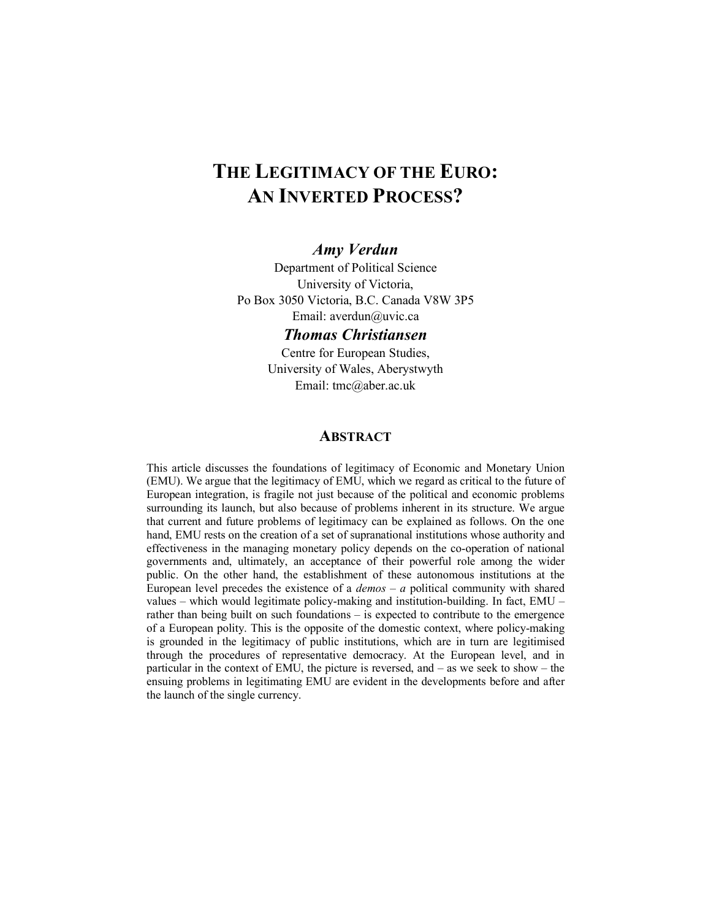# THE LEGITIMACY OF THE EURO: AN INVERTED PROCESS?

***Amy Verdun***

Department of Political Science
University of Victoria,
Po Box 3050 Victoria, B.C. Canada V8W 3P5
Email: averdun@uvic.ca

***Thomas Christiansen***

Centre for European Studies,
University of Wales, Aberystwyth
Email: tmc@aber.ac.uk

## ABSTRACT

This article discusses the foundations of legitimacy of Economic and Monetary Union (EMU). We argue that the legitimacy of EMU, which we regard as critical to the future of European integration, is fragile not just because of the political and economic problems surrounding its launch, but also because of problems inherent in its structure. We argue that current and future problems of legitimacy can be explained as follows. On the one hand, EMU rests on the creation of a set of supranational institutions whose authority and effectiveness in the managing monetary policy depends on the co-operation of national governments and, ultimately, an acceptance of their powerful role among the wider public. On the other hand, the establishment of these autonomous institutions at the European level precedes the existence of a *demos – a* political community with shared values – which would legitimate policy-making and institution-building. In fact, EMU – rather than being built on such foundations – is expected to contribute to the emergence of a European polity. This is the opposite of the domestic context, where policy-making is grounded in the legitimacy of public institutions, which are in turn are legitimised through the procedures of representative democracy. At the European level, and in particular in the context of EMU, the picture is reversed, and – as we seek to show – the ensuing problems in legitimating EMU are evident in the developments before and after the launch of the single currency.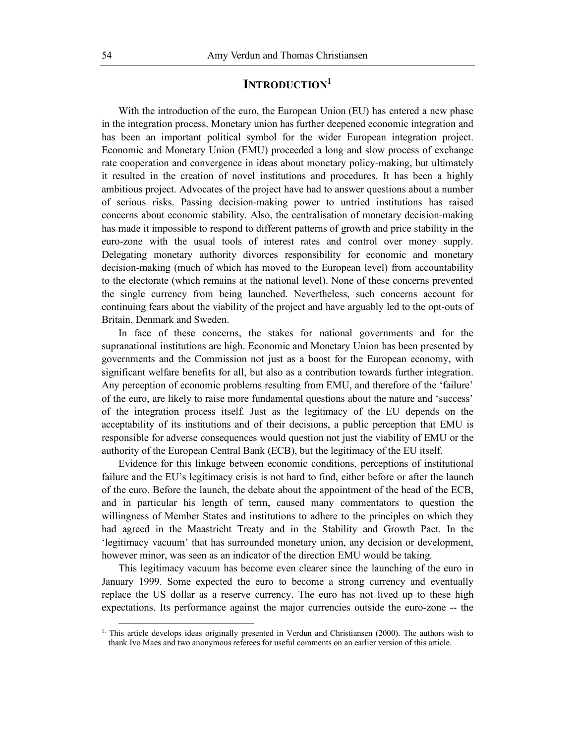## INTRODUCTION[1]

With the introduction of the euro, the European Union (EU) has entered a new phase in the integration process. Monetary union has further deepened economic integration and has been an important political symbol for the wider European integration project. Economic and Monetary Union (EMU) proceeded a long and slow process of exchange rate cooperation and convergence in ideas about monetary policy-making, but ultimately it resulted in the creation of novel institutions and procedures. It has been a highly ambitious project. Advocates of the project have had to answer questions about a number of serious risks. Passing decision-making power to untried institutions has raised concerns about economic stability. Also, the centralisation of monetary decision-making has made it impossible to respond to different patterns of growth and price stability in the euro-zone with the usual tools of interest rates and control over money supply. Delegating monetary authority divorces responsibility for economic and monetary decision-making (much of which has moved to the European level) from accountability to the electorate (which remains at the national level). None of these concerns prevented the single currency from being launched. Nevertheless, such concerns account for continuing fears about the viability of the project and have arguably led to the opt-outs of Britain, Denmark and Sweden.

In face of these concerns, the stakes for national governments and for the supranational institutions are high. Economic and Monetary Union has been presented by governments and the Commission not just as a boost for the European economy, with significant welfare benefits for all, but also as a contribution towards further integration. Any perception of economic problems resulting from EMU, and therefore of the 'failure' of the euro, are likely to raise more fundamental questions about the nature and 'success' of the integration process itself. Just as the legitimacy of the EU depends on the acceptability of its institutions and of their decisions, a public perception that EMU is responsible for adverse consequences would question not just the viability of EMU or the authority of the European Central Bank (ECB), but the legitimacy of the EU itself.

Evidence for this linkage between economic conditions, perceptions of institutional failure and the EU's legitimacy crisis is not hard to find, either before or after the launch of the euro. Before the launch, the debate about the appointment of the head of the ECB, and in particular his length of term, caused many commentators to question the willingness of Member States and institutions to adhere to the principles on which they had agreed in the Maastricht Treaty and in the Stability and Growth Pact. In the 'legitimacy vacuum' that has surrounded monetary union, any decision or development, however minor, was seen as an indicator of the direction EMU would be taking.

This legitimacy vacuum has become even clearer since the launching of the euro in January 1999. Some expected the euro to become a strong currency and eventually replace the US dollar as a reserve currency. The euro has not lived up to these high expectations. Its performance against the major currencies outside the euro-zone -- the

[1] This article develops ideas originally presented in Verdun and Christiansen (2000). The authors wish to thank Ivo Maes and two anonymous referees for useful comments on an earlier version of this article.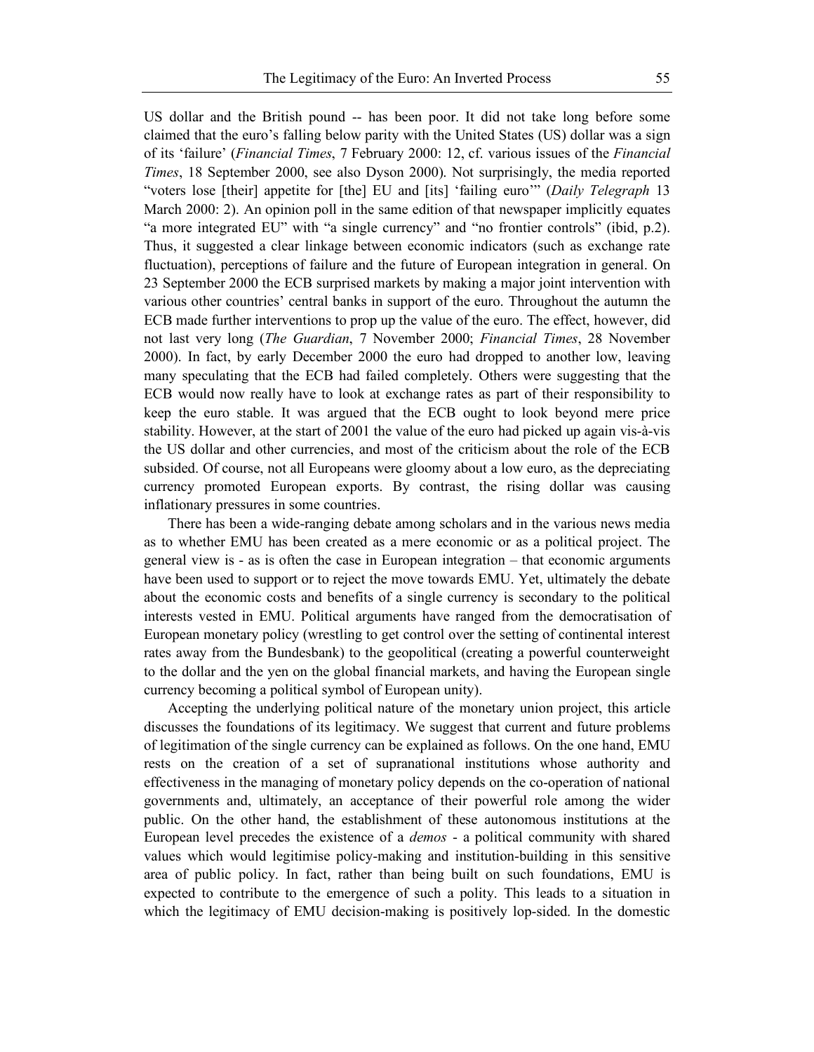US dollar and the British pound -- has been poor. It did not take long before some claimed that the euro's falling below parity with the United States (US) dollar was a sign of its 'failure' (*Financial Times*, 7 February 2000: 12, cf. various issues of the *Financial Times*, 18 September 2000, see also Dyson 2000). Not surprisingly, the media reported "voters lose [their] appetite for [the] EU and [its] 'failing euro'" (*Daily Telegraph* 13 March 2000: 2). An opinion poll in the same edition of that newspaper implicitly equates "a more integrated EU" with "a single currency" and "no frontier controls" (ibid, p.2). Thus, it suggested a clear linkage between economic indicators (such as exchange rate fluctuation), perceptions of failure and the future of European integration in general. On 23 September 2000 the ECB surprised markets by making a major joint intervention with various other countries' central banks in support of the euro. Throughout the autumn the ECB made further interventions to prop up the value of the euro. The effect, however, did not last very long (*The Guardian*, 7 November 2000; *Financial Times*, 28 November 2000). In fact, by early December 2000 the euro had dropped to another low, leaving many speculating that the ECB had failed completely. Others were suggesting that the ECB would now really have to look at exchange rates as part of their responsibility to keep the euro stable. It was argued that the ECB ought to look beyond mere price stability. However, at the start of 2001 the value of the euro had picked up again vis-à-vis the US dollar and other currencies, and most of the criticism about the role of the ECB subsided. Of course, not all Europeans were gloomy about a low euro, as the depreciating currency promoted European exports. By contrast, the rising dollar was causing inflationary pressures in some countries.

There has been a wide-ranging debate among scholars and in the various news media as to whether EMU has been created as a mere economic or as a political project. The general view is - as is often the case in European integration – that economic arguments have been used to support or to reject the move towards EMU. Yet, ultimately the debate about the economic costs and benefits of a single currency is secondary to the political interests vested in EMU. Political arguments have ranged from the democratisation of European monetary policy (wrestling to get control over the setting of continental interest rates away from the Bundesbank) to the geopolitical (creating a powerful counterweight to the dollar and the yen on the global financial markets, and having the European single currency becoming a political symbol of European unity).

Accepting the underlying political nature of the monetary union project, this article discusses the foundations of its legitimacy. We suggest that current and future problems of legitimation of the single currency can be explained as follows. On the one hand, EMU rests on the creation of a set of supranational institutions whose authority and effectiveness in the managing of monetary policy depends on the co-operation of national governments and, ultimately, an acceptance of their powerful role among the wider public. On the other hand, the establishment of these autonomous institutions at the European level precedes the existence of a *demos* - a political community with shared values which would legitimise policy-making and institution-building in this sensitive area of public policy. In fact, rather than being built on such foundations, EMU is expected to contribute to the emergence of such a polity. This leads to a situation in which the legitimacy of EMU decision-making is positively lop-sided. In the domestic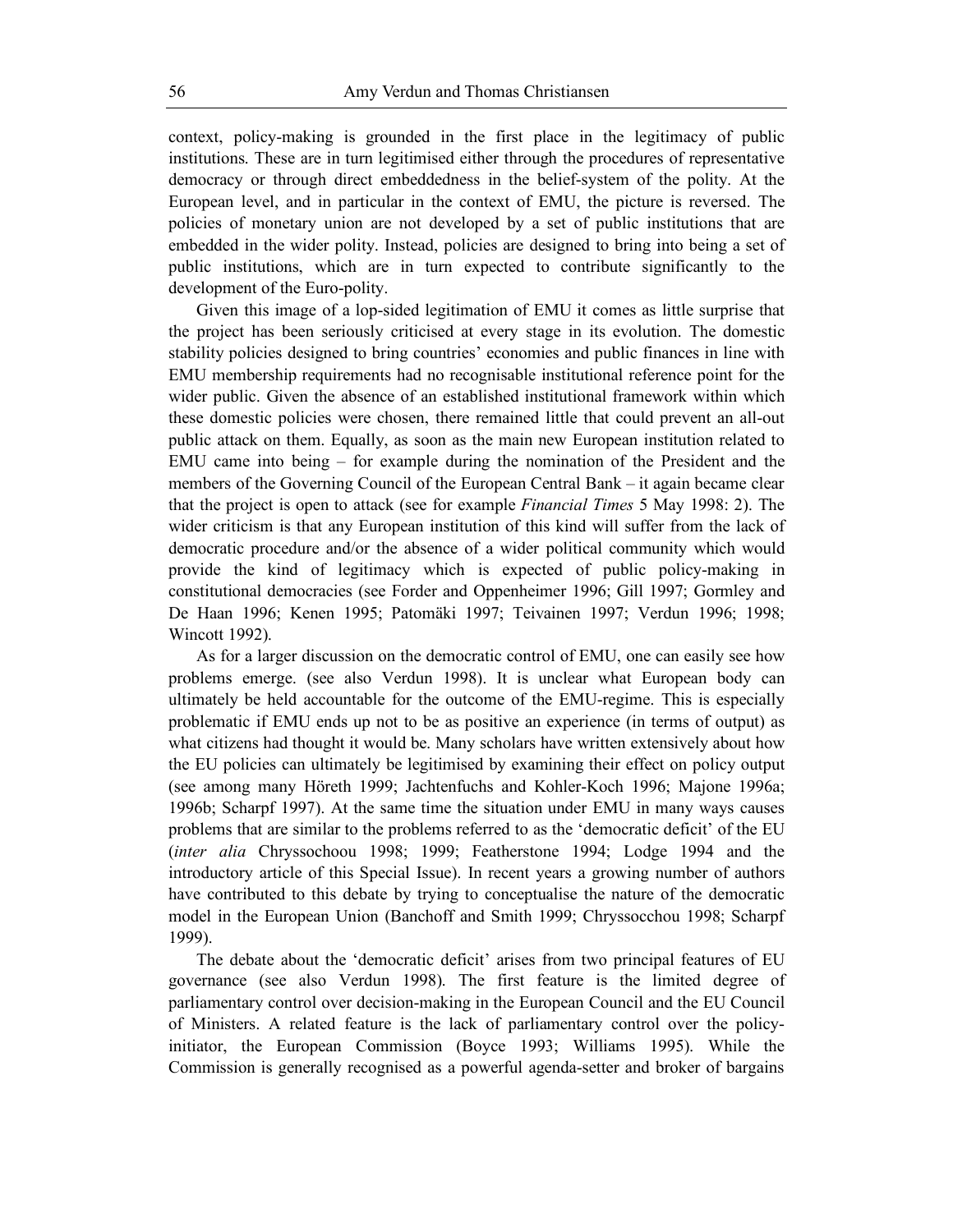context, policy-making is grounded in the first place in the legitimacy of public institutions. These are in turn legitimised either through the procedures of representative democracy or through direct embeddedness in the belief-system of the polity. At the European level, and in particular in the context of EMU, the picture is reversed. The policies of monetary union are not developed by a set of public institutions that are embedded in the wider polity. Instead, policies are designed to bring into being a set of public institutions, which are in turn expected to contribute significantly to the development of the Euro-polity.

Given this image of a lop-sided legitimation of EMU it comes as little surprise that the project has been seriously criticised at every stage in its evolution. The domestic stability policies designed to bring countries' economies and public finances in line with EMU membership requirements had no recognisable institutional reference point for the wider public. Given the absence of an established institutional framework within which these domestic policies were chosen, there remained little that could prevent an all-out public attack on them. Equally, as soon as the main new European institution related to EMU came into being – for example during the nomination of the President and the members of the Governing Council of the European Central Bank – it again became clear that the project is open to attack (see for example *Financial Times* 5 May 1998: 2). The wider criticism is that any European institution of this kind will suffer from the lack of democratic procedure and/or the absence of a wider political community which would provide the kind of legitimacy which is expected of public policy-making in constitutional democracies (see Forder and Oppenheimer 1996; Gill 1997; Gormley and De Haan 1996; Kenen 1995; Patomäki 1997; Teivainen 1997; Verdun 1996; 1998; Wincott 1992).

As for a larger discussion on the democratic control of EMU, one can easily see how problems emerge. (see also Verdun 1998). It is unclear what European body can ultimately be held accountable for the outcome of the EMU-regime. This is especially problematic if EMU ends up not to be as positive an experience (in terms of output) as what citizens had thought it would be. Many scholars have written extensively about how the EU policies can ultimately be legitimised by examining their effect on policy output (see among many Höreth 1999; Jachtenfuchs and Kohler-Koch 1996; Majone 1996a; 1996b; Scharpf 1997). At the same time the situation under EMU in many ways causes problems that are similar to the problems referred to as the 'democratic deficit' of the EU (*inter alia* Chryssochoou 1998; 1999; Featherstone 1994; Lodge 1994 and the introductory article of this Special Issue). In recent years a growing number of authors have contributed to this debate by trying to conceptualise the nature of the democratic model in the European Union (Banchoff and Smith 1999; Chryssocchou 1998; Scharpf 1999).

The debate about the 'democratic deficit' arises from two principal features of EU governance (see also Verdun 1998). The first feature is the limited degree of parliamentary control over decision-making in the European Council and the EU Council of Ministers. A related feature is the lack of parliamentary control over the policy-initiator, the European Commission (Boyce 1993; Williams 1995). While the Commission is generally recognised as a powerful agenda-setter and broker of bargains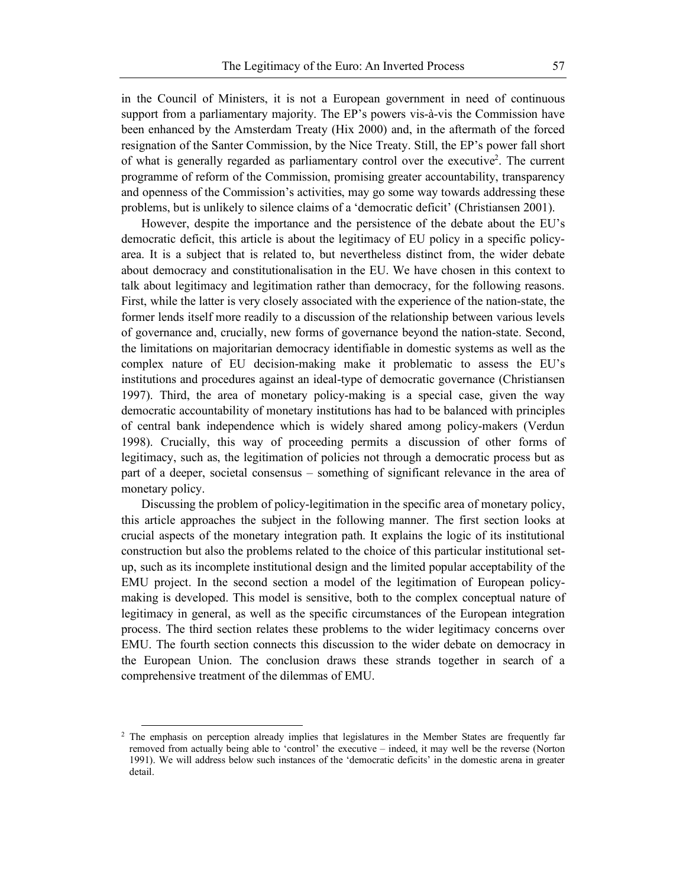in the Council of Ministers, it is not a European government in need of continuous support from a parliamentary majority. The EP's powers vis-à-vis the Commission have been enhanced by the Amsterdam Treaty (Hix 2000) and, in the aftermath of the forced resignation of the Santer Commission, by the Nice Treaty. Still, the EP's power fall short of what is generally regarded as parliamentary control over the executive[2]. The current programme of reform of the Commission, promising greater accountability, transparency and openness of the Commission's activities, may go some way towards addressing these problems, but is unlikely to silence claims of a 'democratic deficit' (Christiansen 2001).

However, despite the importance and the persistence of the debate about the EU's democratic deficit, this article is about the legitimacy of EU policy in a specific policy-area. It is a subject that is related to, but nevertheless distinct from, the wider debate about democracy and constitutionalisation in the EU. We have chosen in this context to talk about legitimacy and legitimation rather than democracy, for the following reasons. First, while the latter is very closely associated with the experience of the nation-state, the former lends itself more readily to a discussion of the relationship between various levels of governance and, crucially, new forms of governance beyond the nation-state. Second, the limitations on majoritarian democracy identifiable in domestic systems as well as the complex nature of EU decision-making make it problematic to assess the EU's institutions and procedures against an ideal-type of democratic governance (Christiansen 1997). Third, the area of monetary policy-making is a special case, given the way democratic accountability of monetary institutions has had to be balanced with principles of central bank independence which is widely shared among policy-makers (Verdun 1998). Crucially, this way of proceeding permits a discussion of other forms of legitimacy, such as, the legitimation of policies not through a democratic process but as part of a deeper, societal consensus – something of significant relevance in the area of monetary policy.

Discussing the problem of policy-legitimation in the specific area of monetary policy, this article approaches the subject in the following manner. The first section looks at crucial aspects of the monetary integration path. It explains the logic of its institutional construction but also the problems related to the choice of this particular institutional set-up, such as its incomplete institutional design and the limited popular acceptability of the EMU project. In the second section a model of the legitimation of European policy-making is developed. This model is sensitive, both to the complex conceptual nature of legitimacy in general, as well as the specific circumstances of the European integration process. The third section relates these problems to the wider legitimacy concerns over EMU. The fourth section connects this discussion to the wider debate on democracy in the European Union. The conclusion draws these strands together in search of a comprehensive treatment of the dilemmas of EMU.

[2] The emphasis on perception already implies that legislatures in the Member States are frequently far removed from actually being able to 'control' the executive – indeed, it may well be the reverse (Norton 1991). We will address below such instances of the 'democratic deficits' in the domestic arena in greater detail.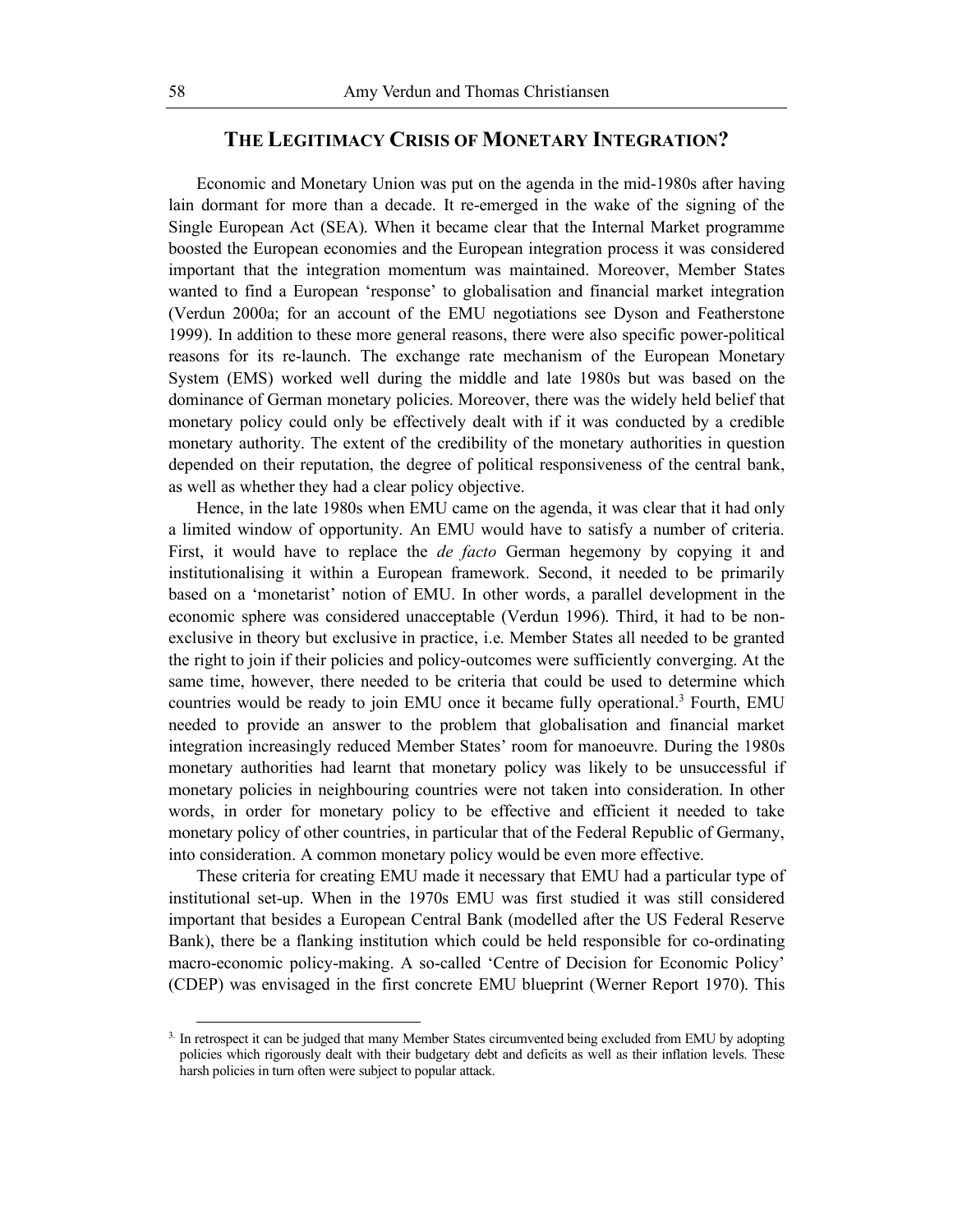## THE LEGITIMACY CRISIS OF MONETARY INTEGRATION?

Economic and Monetary Union was put on the agenda in the mid-1980s after having lain dormant for more than a decade. It re-emerged in the wake of the signing of the Single European Act (SEA). When it became clear that the Internal Market programme boosted the European economies and the European integration process it was considered important that the integration momentum was maintained. Moreover, Member States wanted to find a European 'response' to globalisation and financial market integration (Verdun 2000a; for an account of the EMU negotiations see Dyson and Featherstone 1999). In addition to these more general reasons, there were also specific power-political reasons for its re-launch. The exchange rate mechanism of the European Monetary System (EMS) worked well during the middle and late 1980s but was based on the dominance of German monetary policies. Moreover, there was the widely held belief that monetary policy could only be effectively dealt with if it was conducted by a credible monetary authority. The extent of the credibility of the monetary authorities in question depended on their reputation, the degree of political responsiveness of the central bank, as well as whether they had a clear policy objective.

Hence, in the late 1980s when EMU came on the agenda, it was clear that it had only a limited window of opportunity. An EMU would have to satisfy a number of criteria. First, it would have to replace the *de facto* German hegemony by copying it and institutionalising it within a European framework. Second, it needed to be primarily based on a 'monetarist' notion of EMU. In other words, a parallel development in the economic sphere was considered unacceptable (Verdun 1996). Third, it had to be non-exclusive in theory but exclusive in practice, i.e. Member States all needed to be granted the right to join if their policies and policy-outcomes were sufficiently converging. At the same time, however, there needed to be criteria that could be used to determine which countries would be ready to join EMU once it became fully operational.[3] Fourth, EMU needed to provide an answer to the problem that globalisation and financial market integration increasingly reduced Member States' room for manoeuvre. During the 1980s monetary authorities had learnt that monetary policy was likely to be unsuccessful if monetary policies in neighbouring countries were not taken into consideration. In other words, in order for monetary policy to be effective and efficient it needed to take monetary policy of other countries, in particular that of the Federal Republic of Germany, into consideration. A common monetary policy would be even more effective.

These criteria for creating EMU made it necessary that EMU had a particular type of institutional set-up. When in the 1970s EMU was first studied it was still considered important that besides a European Central Bank (modelled after the US Federal Reserve Bank), there be a flanking institution which could be held responsible for co-ordinating macro-economic policy-making. A so-called 'Centre of Decision for Economic Policy' (CDEP) was envisaged in the first concrete EMU blueprint (Werner Report 1970). This

[3] In retrospect it can be judged that many Member States circumvented being excluded from EMU by adopting policies which rigorously dealt with their budgetary debt and deficits as well as their inflation levels. These harsh policies in turn often were subject to popular attack.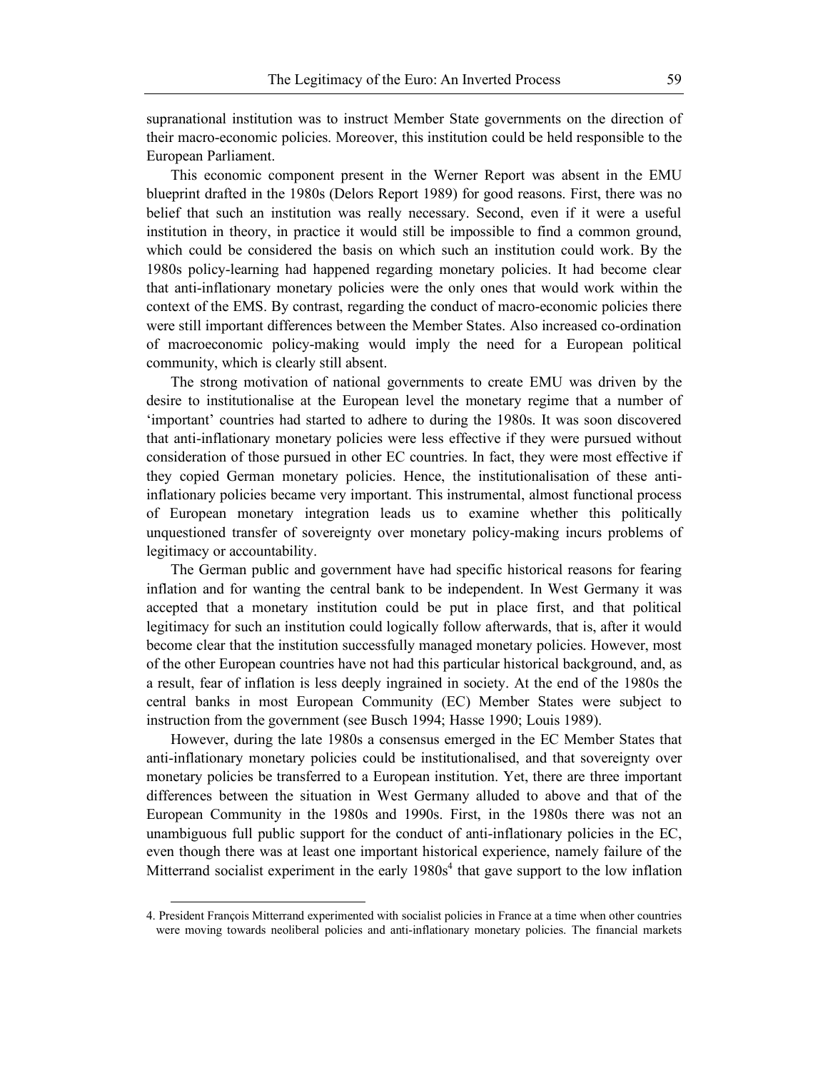supranational institution was to instruct Member State governments on the direction of their macro-economic policies. Moreover, this institution could be held responsible to the European Parliament.

This economic component present in the Werner Report was absent in the EMU blueprint drafted in the 1980s (Delors Report 1989) for good reasons. First, there was no belief that such an institution was really necessary. Second, even if it were a useful institution in theory, in practice it would still be impossible to find a common ground, which could be considered the basis on which such an institution could work. By the 1980s policy-learning had happened regarding monetary policies. It had become clear that anti-inflationary monetary policies were the only ones that would work within the context of the EMS. By contrast, regarding the conduct of macro-economic policies there were still important differences between the Member States. Also increased co-ordination of macroeconomic policy-making would imply the need for a European political community, which is clearly still absent.

The strong motivation of national governments to create EMU was driven by the desire to institutionalise at the European level the monetary regime that a number of 'important' countries had started to adhere to during the 1980s. It was soon discovered that anti-inflationary monetary policies were less effective if they were pursued without consideration of those pursued in other EC countries. In fact, they were most effective if they copied German monetary policies. Hence, the institutionalisation of these anti-inflationary policies became very important. This instrumental, almost functional process of European monetary integration leads us to examine whether this politically unquestioned transfer of sovereignty over monetary policy-making incurs problems of legitimacy or accountability.

The German public and government have had specific historical reasons for fearing inflation and for wanting the central bank to be independent. In West Germany it was accepted that a monetary institution could be put in place first, and that political legitimacy for such an institution could logically follow afterwards, that is, after it would become clear that the institution successfully managed monetary policies. However, most of the other European countries have not had this particular historical background, and, as a result, fear of inflation is less deeply ingrained in society. At the end of the 1980s the central banks in most European Community (EC) Member States were subject to instruction from the government (see Busch 1994; Hasse 1990; Louis 1989).

However, during the late 1980s a consensus emerged in the EC Member States that anti-inflationary monetary policies could be institutionalised, and that sovereignty over monetary policies be transferred to a European institution. Yet, there are three important differences between the situation in West Germany alluded to above and that of the European Community in the 1980s and 1990s. First, in the 1980s there was not an unambiguous full public support for the conduct of anti-inflationary policies in the EC, even though there was at least one important historical experience, namely failure of the Mitterrand socialist experiment in the early 1980s[4] that gave support to the low inflation

4. President François Mitterrand experimented with socialist policies in France at a time when other countries were moving towards neoliberal policies and anti-inflationary monetary policies. The financial markets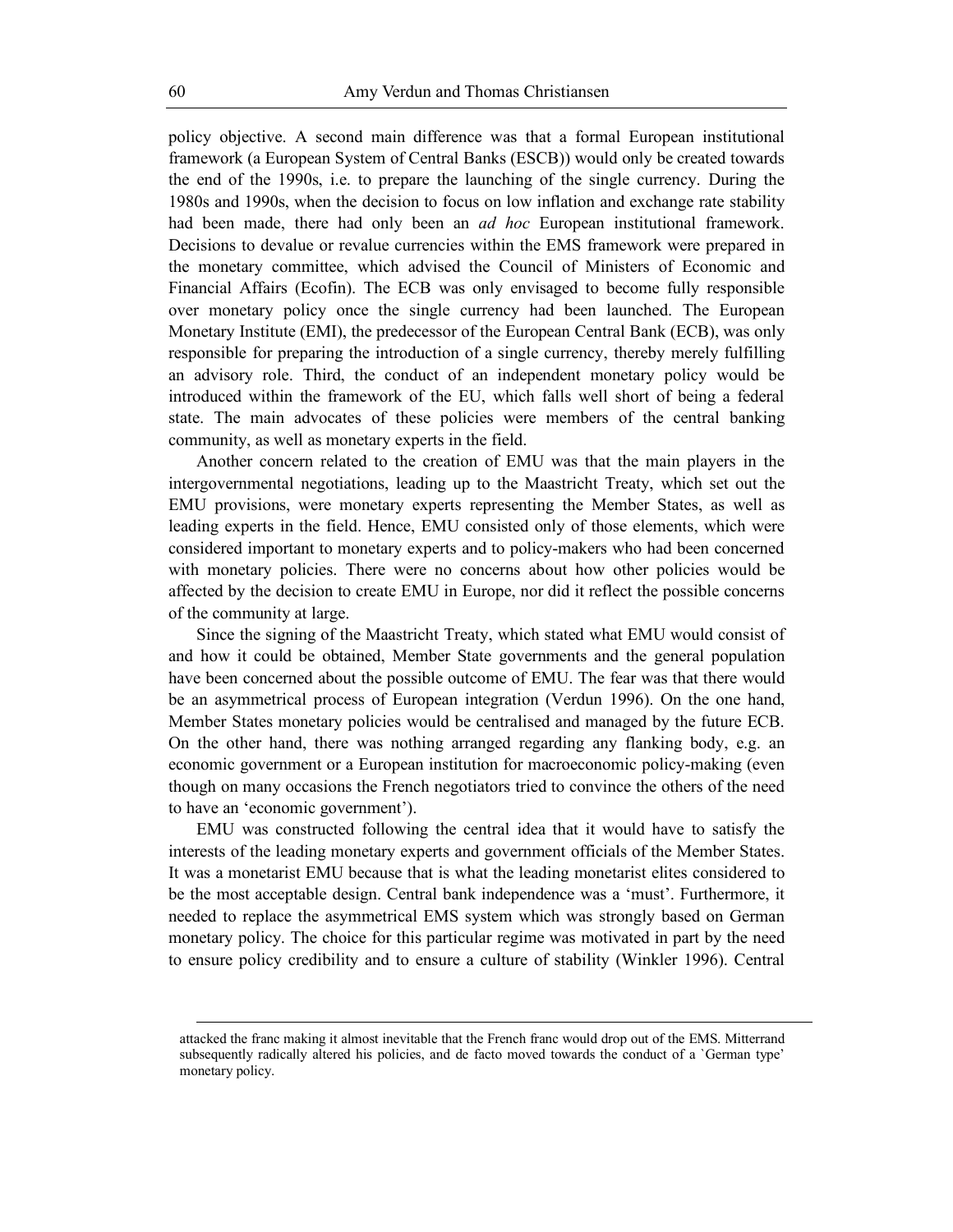policy objective. A second main difference was that a formal European institutional framework (a European System of Central Banks (ESCB)) would only be created towards the end of the 1990s, i.e. to prepare the launching of the single currency. During the 1980s and 1990s, when the decision to focus on low inflation and exchange rate stability had been made, there had only been an *ad hoc* European institutional framework. Decisions to devalue or revalue currencies within the EMS framework were prepared in the monetary committee, which advised the Council of Ministers of Economic and Financial Affairs (Ecofin). The ECB was only envisaged to become fully responsible over monetary policy once the single currency had been launched. The European Monetary Institute (EMI), the predecessor of the European Central Bank (ECB), was only responsible for preparing the introduction of a single currency, thereby merely fulfilling an advisory role. Third, the conduct of an independent monetary policy would be introduced within the framework of the EU, which falls well short of being a federal state. The main advocates of these policies were members of the central banking community, as well as monetary experts in the field.

Another concern related to the creation of EMU was that the main players in the intergovernmental negotiations, leading up to the Maastricht Treaty, which set out the EMU provisions, were monetary experts representing the Member States, as well as leading experts in the field. Hence, EMU consisted only of those elements, which were considered important to monetary experts and to policy-makers who had been concerned with monetary policies. There were no concerns about how other policies would be affected by the decision to create EMU in Europe, nor did it reflect the possible concerns of the community at large.

Since the signing of the Maastricht Treaty, which stated what EMU would consist of and how it could be obtained, Member State governments and the general population have been concerned about the possible outcome of EMU. The fear was that there would be an asymmetrical process of European integration (Verdun 1996). On the one hand, Member States monetary policies would be centralised and managed by the future ECB. On the other hand, there was nothing arranged regarding any flanking body, e.g. an economic government or a European institution for macroeconomic policy-making (even though on many occasions the French negotiators tried to convince the others of the need to have an 'economic government').

EMU was constructed following the central idea that it would have to satisfy the interests of the leading monetary experts and government officials of the Member States. It was a monetarist EMU because that is what the leading monetarist elites considered to be the most acceptable design. Central bank independence was a 'must'. Furthermore, it needed to replace the asymmetrical EMS system which was strongly based on German monetary policy. The choice for this particular regime was motivated in part by the need to ensure policy credibility and to ensure a culture of stability (Winkler 1996). Central

---

attacked the franc making it almost inevitable that the French franc would drop out of the EMS. Mitterrand subsequently radically altered his policies, and de facto moved towards the conduct of a `German type' monetary policy.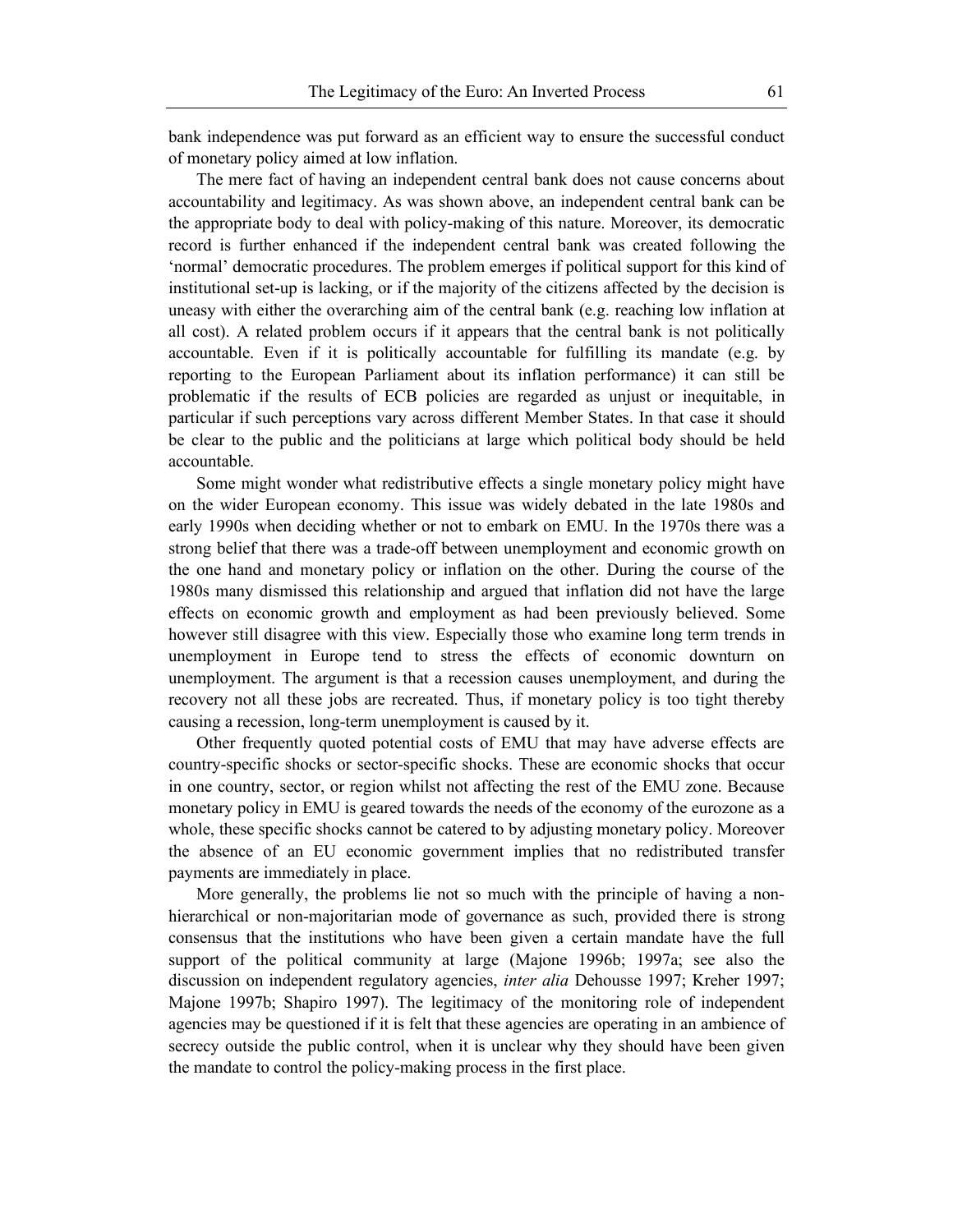bank independence was put forward as an efficient way to ensure the successful conduct of monetary policy aimed at low inflation.

The mere fact of having an independent central bank does not cause concerns about accountability and legitimacy. As was shown above, an independent central bank can be the appropriate body to deal with policy-making of this nature. Moreover, its democratic record is further enhanced if the independent central bank was created following the 'normal' democratic procedures. The problem emerges if political support for this kind of institutional set-up is lacking, or if the majority of the citizens affected by the decision is uneasy with either the overarching aim of the central bank (e.g. reaching low inflation at all cost). A related problem occurs if it appears that the central bank is not politically accountable. Even if it is politically accountable for fulfilling its mandate (e.g. by reporting to the European Parliament about its inflation performance) it can still be problematic if the results of ECB policies are regarded as unjust or inequitable, in particular if such perceptions vary across different Member States. In that case it should be clear to the public and the politicians at large which political body should be held accountable.

Some might wonder what redistributive effects a single monetary policy might have on the wider European economy. This issue was widely debated in the late 1980s and early 1990s when deciding whether or not to embark on EMU. In the 1970s there was a strong belief that there was a trade-off between unemployment and economic growth on the one hand and monetary policy or inflation on the other. During the course of the 1980s many dismissed this relationship and argued that inflation did not have the large effects on economic growth and employment as had been previously believed. Some however still disagree with this view. Especially those who examine long term trends in unemployment in Europe tend to stress the effects of economic downturn on unemployment. The argument is that a recession causes unemployment, and during the recovery not all these jobs are recreated. Thus, if monetary policy is too tight thereby causing a recession, long-term unemployment is caused by it.

Other frequently quoted potential costs of EMU that may have adverse effects are country-specific shocks or sector-specific shocks. These are economic shocks that occur in one country, sector, or region whilst not affecting the rest of the EMU zone. Because monetary policy in EMU is geared towards the needs of the economy of the eurozone as a whole, these specific shocks cannot be catered to by adjusting monetary policy. Moreover the absence of an EU economic government implies that no redistributed transfer payments are immediately in place.

More generally, the problems lie not so much with the principle of having a non-hierarchical or non-majoritarian mode of governance as such, provided there is strong consensus that the institutions who have been given a certain mandate have the full support of the political community at large (Majone 1996b; 1997a; see also the discussion on independent regulatory agencies, *inter alia* Dehousse 1997; Kreher 1997; Majone 1997b; Shapiro 1997). The legitimacy of the monitoring role of independent agencies may be questioned if it is felt that these agencies are operating in an ambience of secrecy outside the public control, when it is unclear why they should have been given the mandate to control the policy-making process in the first place.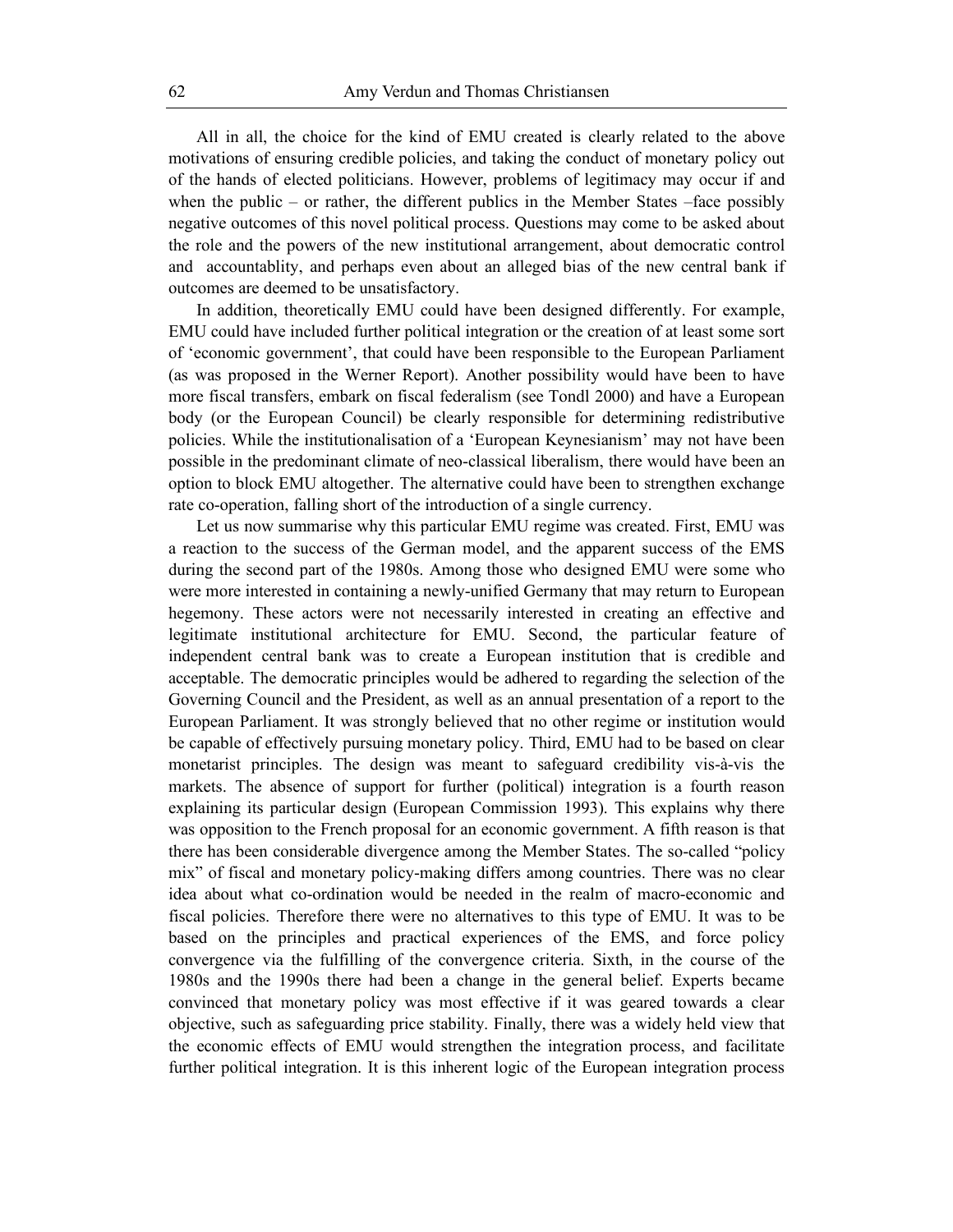All in all, the choice for the kind of EMU created is clearly related to the above motivations of ensuring credible policies, and taking the conduct of monetary policy out of the hands of elected politicians. However, problems of legitimacy may occur if and when the public – or rather, the different publics in the Member States –face possibly negative outcomes of this novel political process. Questions may come to be asked about the role and the powers of the new institutional arrangement, about democratic control and accountablity, and perhaps even about an alleged bias of the new central bank if outcomes are deemed to be unsatisfactory.

In addition, theoretically EMU could have been designed differently. For example, EMU could have included further political integration or the creation of at least some sort of 'economic government', that could have been responsible to the European Parliament (as was proposed in the Werner Report). Another possibility would have been to have more fiscal transfers, embark on fiscal federalism (see Tondl 2000) and have a European body (or the European Council) be clearly responsible for determining redistributive policies. While the institutionalisation of a 'European Keynesianism' may not have been possible in the predominant climate of neo-classical liberalism, there would have been an option to block EMU altogether. The alternative could have been to strengthen exchange rate co-operation, falling short of the introduction of a single currency.

Let us now summarise why this particular EMU regime was created. First, EMU was a reaction to the success of the German model, and the apparent success of the EMS during the second part of the 1980s. Among those who designed EMU were some who were more interested in containing a newly-unified Germany that may return to European hegemony. These actors were not necessarily interested in creating an effective and legitimate institutional architecture for EMU. Second, the particular feature of independent central bank was to create a European institution that is credible and acceptable. The democratic principles would be adhered to regarding the selection of the Governing Council and the President, as well as an annual presentation of a report to the European Parliament. It was strongly believed that no other regime or institution would be capable of effectively pursuing monetary policy. Third, EMU had to be based on clear monetarist principles. The design was meant to safeguard credibility vis-à-vis the markets. The absence of support for further (political) integration is a fourth reason explaining its particular design (European Commission 1993). This explains why there was opposition to the French proposal for an economic government. A fifth reason is that there has been considerable divergence among the Member States. The so-called "policy mix" of fiscal and monetary policy-making differs among countries. There was no clear idea about what co-ordination would be needed in the realm of macro-economic and fiscal policies. Therefore there were no alternatives to this type of EMU. It was to be based on the principles and practical experiences of the EMS, and force policy convergence via the fulfilling of the convergence criteria. Sixth, in the course of the 1980s and the 1990s there had been a change in the general belief. Experts became convinced that monetary policy was most effective if it was geared towards a clear objective, such as safeguarding price stability. Finally, there was a widely held view that the economic effects of EMU would strengthen the integration process, and facilitate further political integration. It is this inherent logic of the European integration process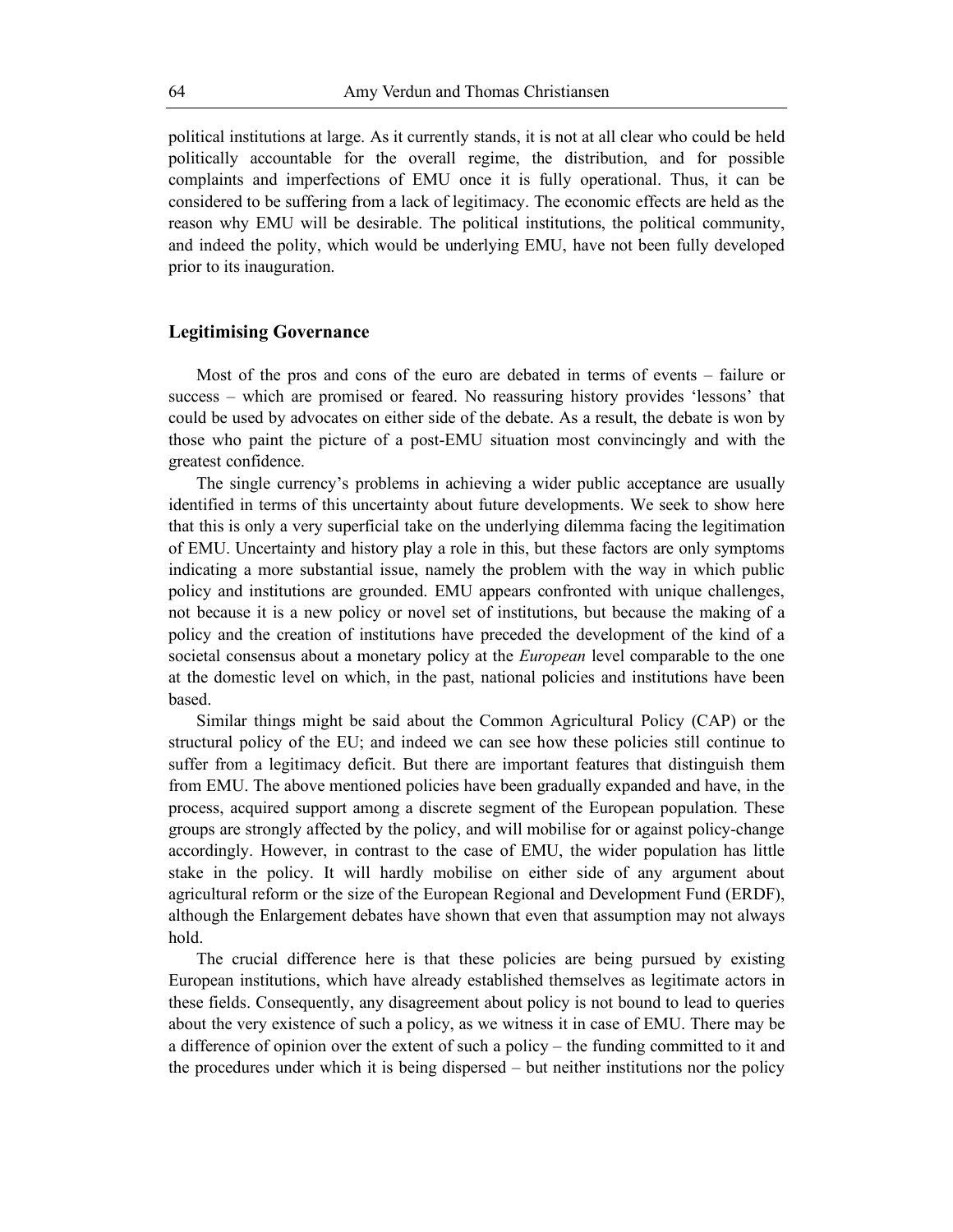political institutions at large. As it currently stands, it is not at all clear who could be held politically accountable for the overall regime, the distribution, and for possible complaints and imperfections of EMU once it is fully operational. Thus, it can be considered to be suffering from a lack of legitimacy. The economic effects are held as the reason why EMU will be desirable. The political institutions, the political community, and indeed the polity, which would be underlying EMU, have not been fully developed prior to its inauguration.

## Legitimising Governance

Most of the pros and cons of the euro are debated in terms of events – failure or success – which are promised or feared. No reassuring history provides 'lessons' that could be used by advocates on either side of the debate. As a result, the debate is won by those who paint the picture of a post-EMU situation most convincingly and with the greatest confidence.

The single currency's problems in achieving a wider public acceptance are usually identified in terms of this uncertainty about future developments. We seek to show here that this is only a very superficial take on the underlying dilemma facing the legitimation of EMU. Uncertainty and history play a role in this, but these factors are only symptoms indicating a more substantial issue, namely the problem with the way in which public policy and institutions are grounded. EMU appears confronted with unique challenges, not because it is a new policy or novel set of institutions, but because the making of a policy and the creation of institutions have preceded the development of the kind of a societal consensus about a monetary policy at the *European* level comparable to the one at the domestic level on which, in the past, national policies and institutions have been based.

Similar things might be said about the Common Agricultural Policy (CAP) or the structural policy of the EU; and indeed we can see how these policies still continue to suffer from a legitimacy deficit. But there are important features that distinguish them from EMU. The above mentioned policies have been gradually expanded and have, in the process, acquired support among a discrete segment of the European population. These groups are strongly affected by the policy, and will mobilise for or against policy-change accordingly. However, in contrast to the case of EMU, the wider population has little stake in the policy. It will hardly mobilise on either side of any argument about agricultural reform or the size of the European Regional and Development Fund (ERDF), although the Enlargement debates have shown that even that assumption may not always hold.

The crucial difference here is that these policies are being pursued by existing European institutions, which have already established themselves as legitimate actors in these fields. Consequently, any disagreement about policy is not bound to lead to queries about the very existence of such a policy, as we witness it in case of EMU. There may be a difference of opinion over the extent of such a policy – the funding committed to it and the procedures under which it is being dispersed – but neither institutions nor the policy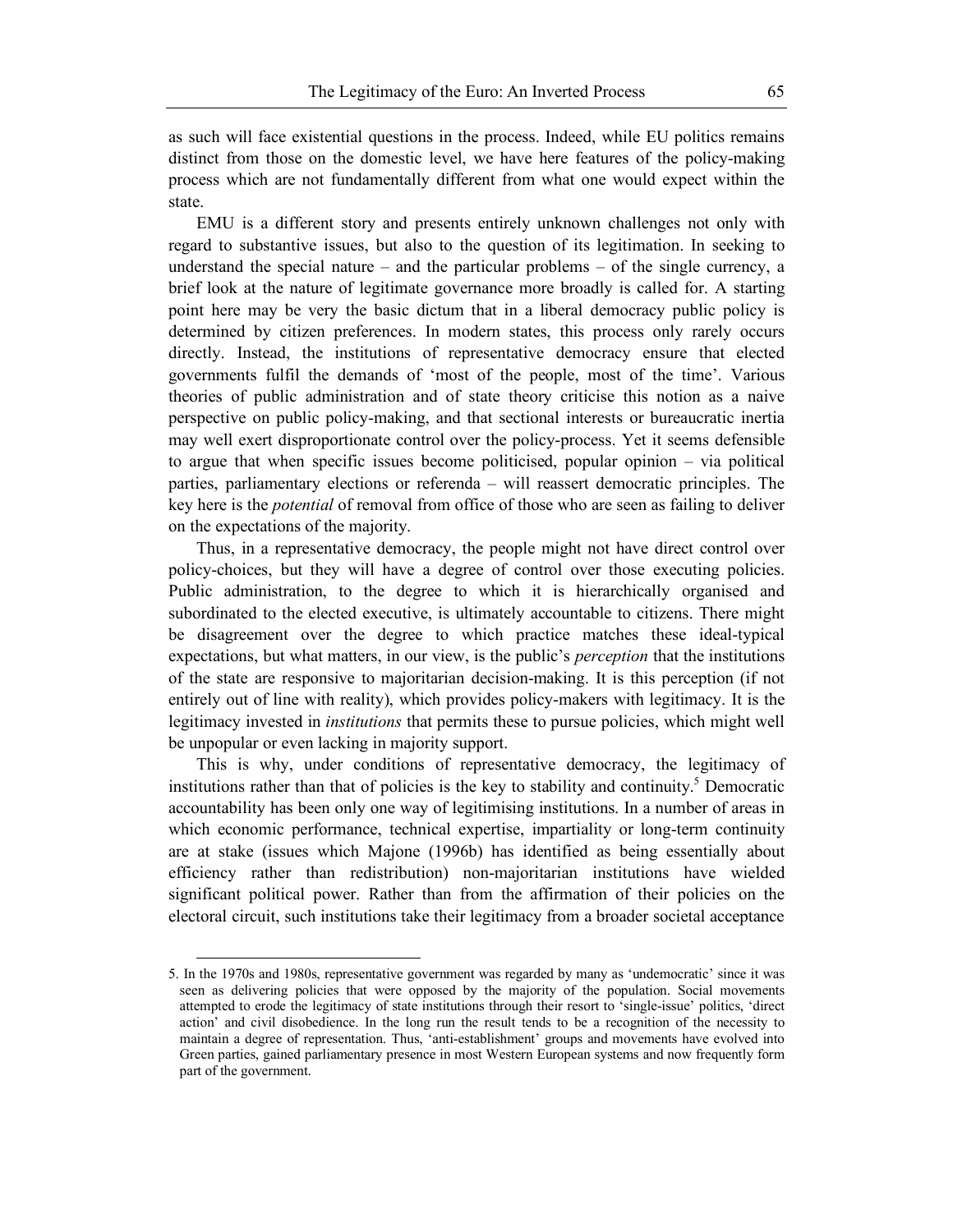as such will face existential questions in the process. Indeed, while EU politics remains distinct from those on the domestic level, we have here features of the policy-making process which are not fundamentally different from what one would expect within the state.

EMU is a different story and presents entirely unknown challenges not only with regard to substantive issues, but also to the question of its legitimation. In seeking to understand the special nature – and the particular problems – of the single currency, a brief look at the nature of legitimate governance more broadly is called for. A starting point here may be very the basic dictum that in a liberal democracy public policy is determined by citizen preferences. In modern states, this process only rarely occurs directly. Instead, the institutions of representative democracy ensure that elected governments fulfil the demands of 'most of the people, most of the time'. Various theories of public administration and of state theory criticise this notion as a naive perspective on public policy-making, and that sectional interests or bureaucratic inertia may well exert disproportionate control over the policy-process. Yet it seems defensible to argue that when specific issues become politicised, popular opinion – via political parties, parliamentary elections or referenda – will reassert democratic principles. The key here is the *potential* of removal from office of those who are seen as failing to deliver on the expectations of the majority.

Thus, in a representative democracy, the people might not have direct control over policy-choices, but they will have a degree of control over those executing policies. Public administration, to the degree to which it is hierarchically organised and subordinated to the elected executive, is ultimately accountable to citizens. There might be disagreement over the degree to which practice matches these ideal-typical expectations, but what matters, in our view, is the public's *perception* that the institutions of the state are responsive to majoritarian decision-making. It is this perception (if not entirely out of line with reality), which provides policy-makers with legitimacy. It is the legitimacy invested in *institutions* that permits these to pursue policies, which might well be unpopular or even lacking in majority support.

This is why, under conditions of representative democracy, the legitimacy of institutions rather than that of policies is the key to stability and continuity.[5] Democratic accountability has been only one way of legitimising institutions. In a number of areas in which economic performance, technical expertise, impartiality or long-term continuity are at stake (issues which Majone (1996b) has identified as being essentially about efficiency rather than redistribution) non-majoritarian institutions have wielded significant political power. Rather than from the affirmation of their policies on the electoral circuit, such institutions take their legitimacy from a broader societal acceptance

5. In the 1970s and 1980s, representative government was regarded by many as 'undemocratic' since it was seen as delivering policies that were opposed by the majority of the population. Social movements attempted to erode the legitimacy of state institutions through their resort to 'single-issue' politics, 'direct action' and civil disobedience. In the long run the result tends to be a recognition of the necessity to maintain a degree of representation. Thus, 'anti-establishment' groups and movements have evolved into Green parties, gained parliamentary presence in most Western European systems and now frequently form part of the government.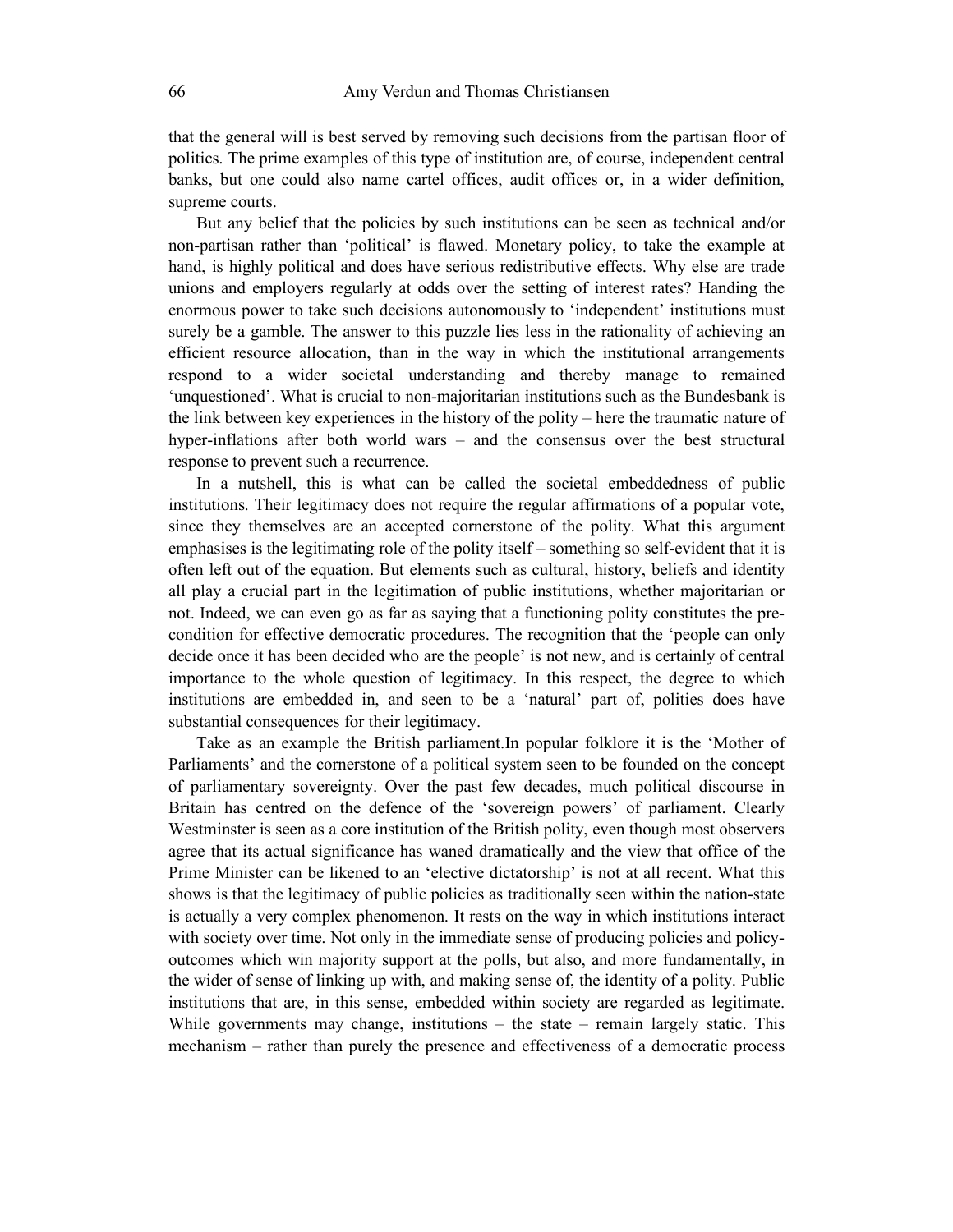that the general will is best served by removing such decisions from the partisan floor of politics. The prime examples of this type of institution are, of course, independent central banks, but one could also name cartel offices, audit offices or, in a wider definition, supreme courts.

But any belief that the policies by such institutions can be seen as technical and/or non-partisan rather than 'political' is flawed. Monetary policy, to take the example at hand, is highly political and does have serious redistributive effects. Why else are trade unions and employers regularly at odds over the setting of interest rates? Handing the enormous power to take such decisions autonomously to 'independent' institutions must surely be a gamble. The answer to this puzzle lies less in the rationality of achieving an efficient resource allocation, than in the way in which the institutional arrangements respond to a wider societal understanding and thereby manage to remained 'unquestioned'. What is crucial to non-majoritarian institutions such as the Bundesbank is the link between key experiences in the history of the polity – here the traumatic nature of hyper-inflations after both world wars – and the consensus over the best structural response to prevent such a recurrence.

In a nutshell, this is what can be called the societal embeddedness of public institutions. Their legitimacy does not require the regular affirmations of a popular vote, since they themselves are an accepted cornerstone of the polity. What this argument emphasises is the legitimating role of the polity itself – something so self-evident that it is often left out of the equation. But elements such as cultural, history, beliefs and identity all play a crucial part in the legitimation of public institutions, whether majoritarian or not. Indeed, we can even go as far as saying that a functioning polity constitutes the pre-condition for effective democratic procedures. The recognition that the 'people can only decide once it has been decided who are the people' is not new, and is certainly of central importance to the whole question of legitimacy. In this respect, the degree to which institutions are embedded in, and seen to be a 'natural' part of, polities does have substantial consequences for their legitimacy.

Take as an example the British parliament.In popular folklore it is the 'Mother of Parliaments' and the cornerstone of a political system seen to be founded on the concept of parliamentary sovereignty. Over the past few decades, much political discourse in Britain has centred on the defence of the 'sovereign powers' of parliament. Clearly Westminster is seen as a core institution of the British polity, even though most observers agree that its actual significance has waned dramatically and the view that office of the Prime Minister can be likened to an 'elective dictatorship' is not at all recent. What this shows is that the legitimacy of public policies as traditionally seen within the nation-state is actually a very complex phenomenon. It rests on the way in which institutions interact with society over time. Not only in the immediate sense of producing policies and policy-outcomes which win majority support at the polls, but also, and more fundamentally, in the wider of sense of linking up with, and making sense of, the identity of a polity. Public institutions that are, in this sense, embedded within society are regarded as legitimate. While governments may change, institutions – the state – remain largely static. This mechanism – rather than purely the presence and effectiveness of a democratic process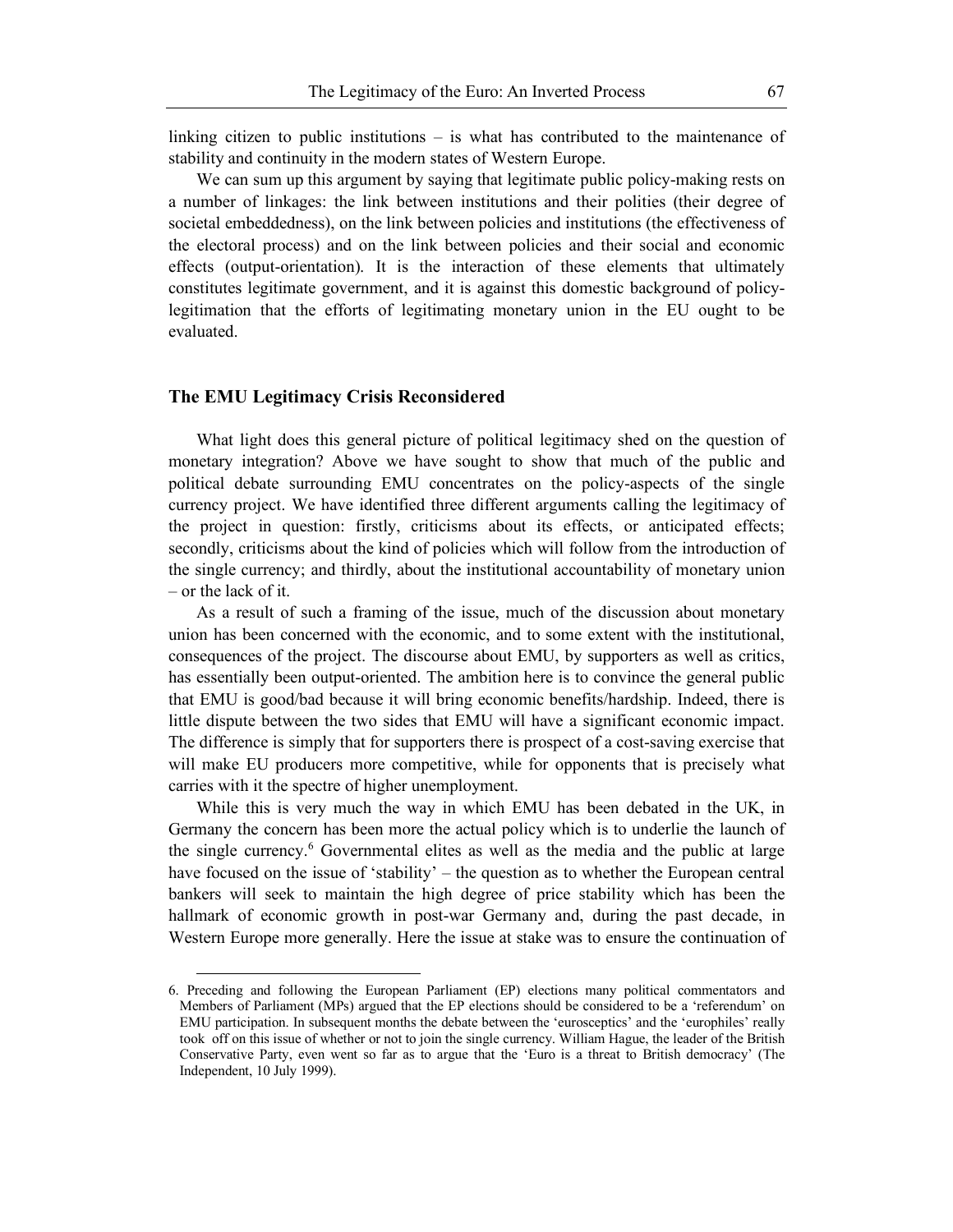linking citizen to public institutions – is what has contributed to the maintenance of stability and continuity in the modern states of Western Europe.

We can sum up this argument by saying that legitimate public policy-making rests on a number of linkages: the link between institutions and their polities (their degree of societal embeddedness), on the link between policies and institutions (the effectiveness of the electoral process) and on the link between policies and their social and economic effects (output-orientation). It is the interaction of these elements that ultimately constitutes legitimate government, and it is against this domestic background of policy-legitimation that the efforts of legitimating monetary union in the EU ought to be evaluated.

## The EMU Legitimacy Crisis Reconsidered

What light does this general picture of political legitimacy shed on the question of monetary integration? Above we have sought to show that much of the public and political debate surrounding EMU concentrates on the policy-aspects of the single currency project. We have identified three different arguments calling the legitimacy of the project in question: firstly, criticisms about its effects, or anticipated effects; secondly, criticisms about the kind of policies which will follow from the introduction of the single currency; and thirdly, about the institutional accountability of monetary union – or the lack of it.

As a result of such a framing of the issue, much of the discussion about monetary union has been concerned with the economic, and to some extent with the institutional, consequences of the project. The discourse about EMU, by supporters as well as critics, has essentially been output-oriented. The ambition here is to convince the general public that EMU is good/bad because it will bring economic benefits/hardship. Indeed, there is little dispute between the two sides that EMU will have a significant economic impact. The difference is simply that for supporters there is prospect of a cost-saving exercise that will make EU producers more competitive, while for opponents that is precisely what carries with it the spectre of higher unemployment.

While this is very much the way in which EMU has been debated in the UK, in Germany the concern has been more the actual policy which is to underlie the launch of the single currency.[6] Governmental elites as well as the media and the public at large have focused on the issue of 'stability' – the question as to whether the European central bankers will seek to maintain the high degree of price stability which has been the hallmark of economic growth in post-war Germany and, during the past decade, in Western Europe more generally. Here the issue at stake was to ensure the continuation of

6. Preceding and following the European Parliament (EP) elections many political commentators and Members of Parliament (MPs) argued that the EP elections should be considered to be a 'referendum' on EMU participation. In subsequent months the debate between the 'eurosceptics' and the 'europhiles' really took off on this issue of whether or not to join the single currency. William Hague, the leader of the British Conservative Party, even went so far as to argue that the 'Euro is a threat to British democracy' (The Independent, 10 July 1999).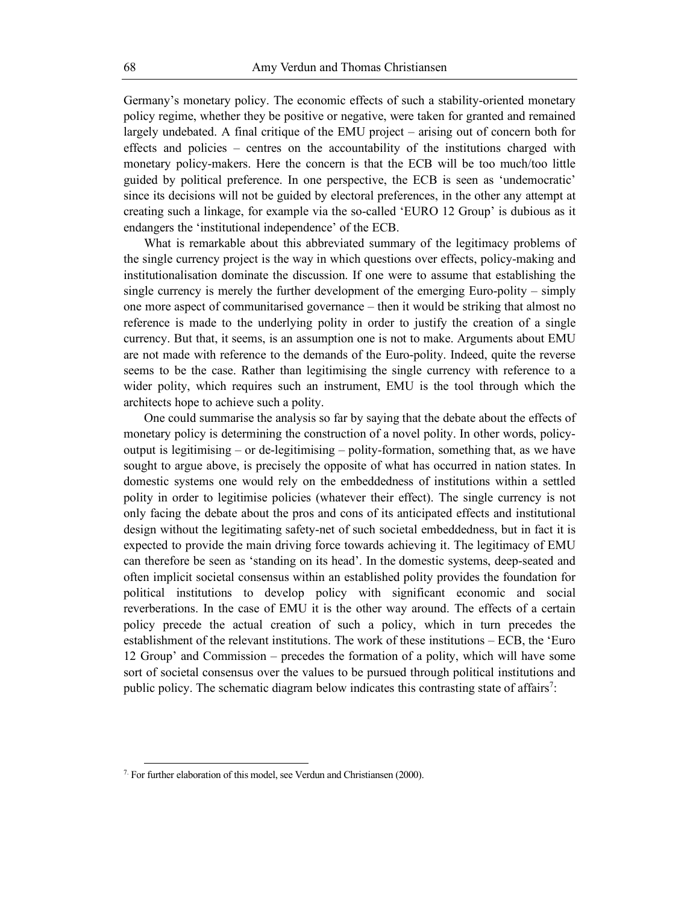Germany's monetary policy. The economic effects of such a stability-oriented monetary policy regime, whether they be positive or negative, were taken for granted and remained largely undebated. A final critique of the EMU project – arising out of concern both for effects and policies – centres on the accountability of the institutions charged with monetary policy-makers. Here the concern is that the ECB will be too much/too little guided by political preference. In one perspective, the ECB is seen as 'undemocratic' since its decisions will not be guided by electoral preferences, in the other any attempt at creating such a linkage, for example via the so-called 'EURO 12 Group' is dubious as it endangers the 'institutional independence' of the ECB.

What is remarkable about this abbreviated summary of the legitimacy problems of the single currency project is the way in which questions over effects, policy-making and institutionalisation dominate the discussion. If one were to assume that establishing the single currency is merely the further development of the emerging Euro-polity – simply one more aspect of communitarised governance – then it would be striking that almost no reference is made to the underlying polity in order to justify the creation of a single currency. But that, it seems, is an assumption one is not to make. Arguments about EMU are not made with reference to the demands of the Euro-polity. Indeed, quite the reverse seems to be the case. Rather than legitimising the single currency with reference to a wider polity, which requires such an instrument, EMU is the tool through which the architects hope to achieve such a polity.

One could summarise the analysis so far by saying that the debate about the effects of monetary policy is determining the construction of a novel polity. In other words, policy-output is legitimising – or de-legitimising – polity-formation, something that, as we have sought to argue above, is precisely the opposite of what has occurred in nation states. In domestic systems one would rely on the embeddedness of institutions within a settled polity in order to legitimise policies (whatever their effect). The single currency is not only facing the debate about the pros and cons of its anticipated effects and institutional design without the legitimating safety-net of such societal embeddedness, but in fact it is expected to provide the main driving force towards achieving it. The legitimacy of EMU can therefore be seen as 'standing on its head'. In the domestic systems, deep-seated and often implicit societal consensus within an established polity provides the foundation for political institutions to develop policy with significant economic and social reverberations. In the case of EMU it is the other way around. The effects of a certain policy precede the actual creation of such a policy, which in turn precedes the establishment of the relevant institutions. The work of these institutions – ECB, the 'Euro 12 Group' and Commission – precedes the formation of a polity, which will have some sort of societal consensus over the values to be pursued through political institutions and public policy. The schematic diagram below indicates this contrasting state of affairs[7]:

[7] For further elaboration of this model, see Verdun and Christiansen (2000).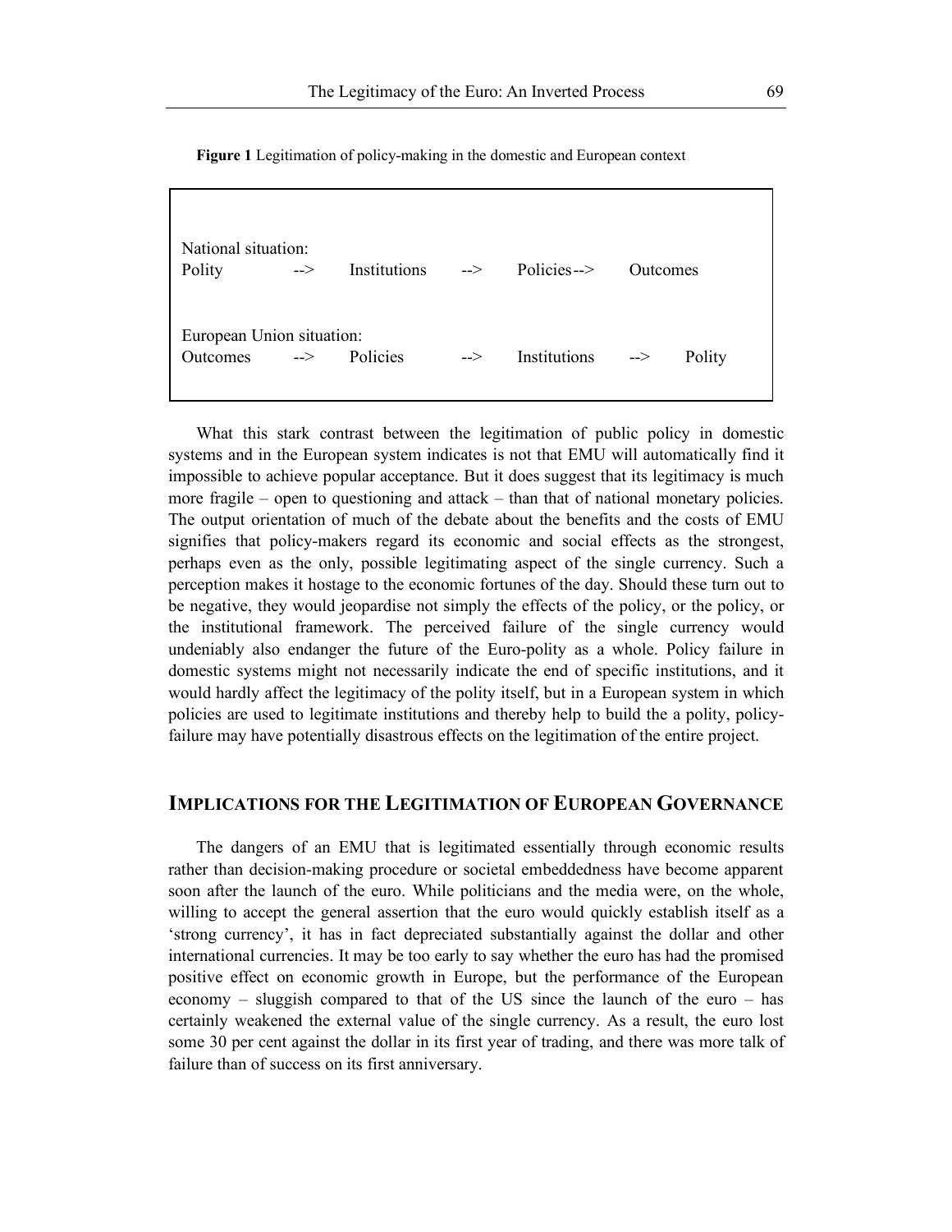**Figure 1** Legitimation of policy-making in the domestic and European context

National situation:
Polity --> Institutions --> Policies--> Outcomes

European Union situation:
Outcomes --> Policies --> Institutions --> Polity

What this stark contrast between the legitimation of public policy in domestic systems and in the European system indicates is not that EMU will automatically find it impossible to achieve popular acceptance. But it does suggest that its legitimacy is much more fragile – open to questioning and attack – than that of national monetary policies. The output orientation of much of the debate about the benefits and the costs of EMU signifies that policy-makers regard its economic and social effects as the strongest, perhaps even as the only, possible legitimating aspect of the single currency. Such a perception makes it hostage to the economic fortunes of the day. Should these turn out to be negative, they would jeopardise not simply the effects of the policy, or the policy, or the institutional framework. The perceived failure of the single currency would undeniably also endanger the future of the Euro-polity as a whole. Policy failure in domestic systems might not necessarily indicate the end of specific institutions, and it would hardly affect the legitimacy of the polity itself, but in a European system in which policies are used to legitimate institutions and thereby help to build the a polity, policy-failure may have potentially disastrous effects on the legitimation of the entire project.

## Implications for the Legitimation of European Governance

The dangers of an EMU that is legitimated essentially through economic results rather than decision-making procedure or societal embeddedness have become apparent soon after the launch of the euro. While politicians and the media were, on the whole, willing to accept the general assertion that the euro would quickly establish itself as a 'strong currency', it has in fact depreciated substantially against the dollar and other international currencies. It may be too early to say whether the euro has had the promised positive effect on economic growth in Europe, but the performance of the European economy – sluggish compared to that of the US since the launch of the euro – has certainly weakened the external value of the single currency. As a result, the euro lost some 30 per cent against the dollar in its first year of trading, and there was more talk of failure than of success on its first anniversary.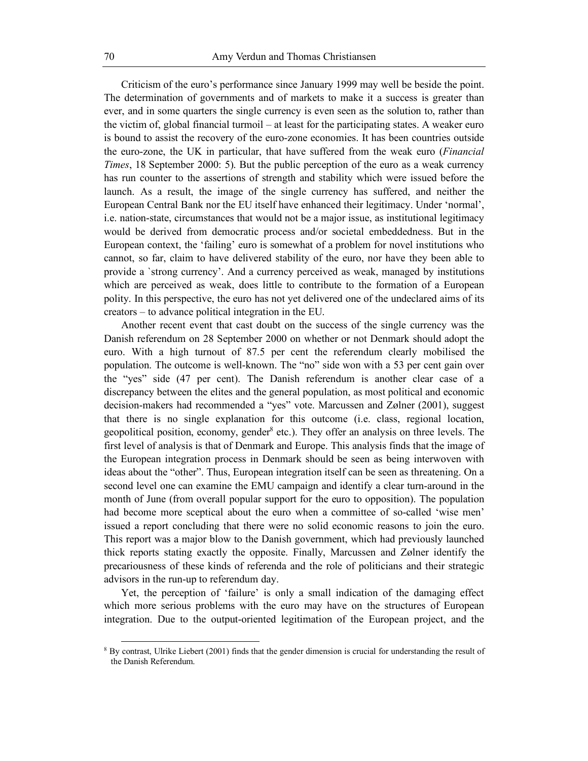Criticism of the euro's performance since January 1999 may well be beside the point. The determination of governments and of markets to make it a success is greater than ever, and in some quarters the single currency is even seen as the solution to, rather than the victim of, global financial turmoil – at least for the participating states. A weaker euro is bound to assist the recovery of the euro-zone economies. It has been countries outside the euro-zone, the UK in particular, that have suffered from the weak euro (*Financial Times*, 18 September 2000: 5). But the public perception of the euro as a weak currency has run counter to the assertions of strength and stability which were issued before the launch. As a result, the image of the single currency has suffered, and neither the European Central Bank nor the EU itself have enhanced their legitimacy. Under 'normal', i.e. nation-state, circumstances that would not be a major issue, as institutional legitimacy would be derived from democratic process and/or societal embeddedness. But in the European context, the 'failing' euro is somewhat of a problem for novel institutions who cannot, so far, claim to have delivered stability of the euro, nor have they been able to provide a `strong currency'. And a currency perceived as weak, managed by institutions which are perceived as weak, does little to contribute to the formation of a European polity. In this perspective, the euro has not yet delivered one of the undeclared aims of its creators – to advance political integration in the EU.

Another recent event that cast doubt on the success of the single currency was the Danish referendum on 28 September 2000 on whether or not Denmark should adopt the euro. With a high turnout of 87.5 per cent the referendum clearly mobilised the population. The outcome is well-known. The "no" side won with a 53 per cent gain over the "yes" side (47 per cent). The Danish referendum is another clear case of a discrepancy between the elites and the general population, as most political and economic decision-makers had recommended a "yes" vote. Marcussen and Zølner (2001), suggest that there is no single explanation for this outcome (i.e. class, regional location, geopolitical position, economy, gender[8] etc.). They offer an analysis on three levels. The first level of analysis is that of Denmark and Europe. This analysis finds that the image of the European integration process in Denmark should be seen as being interwoven with ideas about the "other". Thus, European integration itself can be seen as threatening. On a second level one can examine the EMU campaign and identify a clear turn-around in the month of June (from overall popular support for the euro to opposition). The population had become more sceptical about the euro when a committee of so-called 'wise men' issued a report concluding that there were no solid economic reasons to join the euro. This report was a major blow to the Danish government, which had previously launched thick reports stating exactly the opposite. Finally, Marcussen and Zølner identify the precariousness of these kinds of referenda and the role of politicians and their strategic advisors in the run-up to referendum day.

Yet, the perception of 'failure' is only a small indication of the damaging effect which more serious problems with the euro may have on the structures of European integration. Due to the output-oriented legitimation of the European project, and the

[8] By contrast, Ulrike Liebert (2001) finds that the gender dimension is crucial for understanding the result of the Danish Referendum.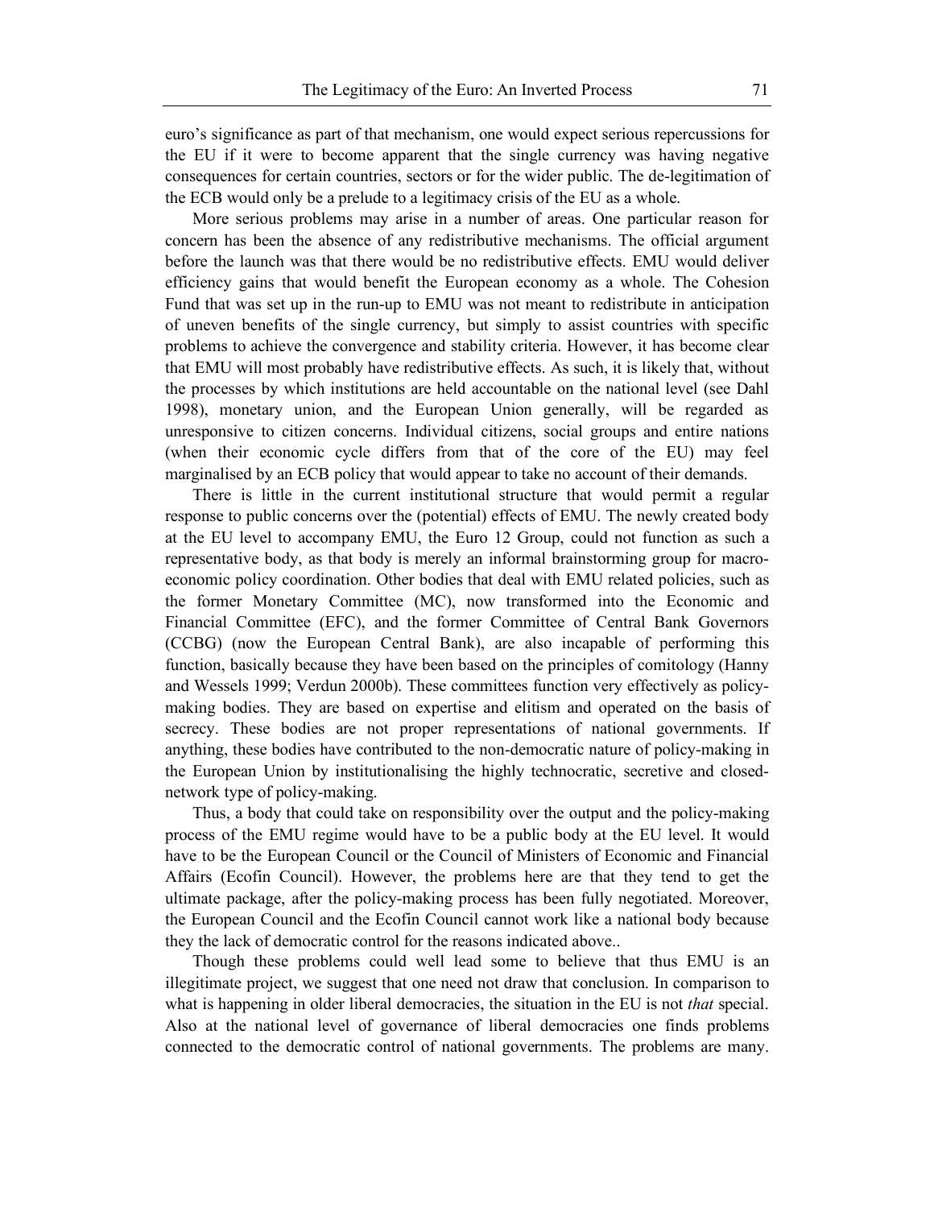euro's significance as part of that mechanism, one would expect serious repercussions for the EU if it were to become apparent that the single currency was having negative consequences for certain countries, sectors or for the wider public. The de-legitimation of the ECB would only be a prelude to a legitimacy crisis of the EU as a whole.

More serious problems may arise in a number of areas. One particular reason for concern has been the absence of any redistributive mechanisms. The official argument before the launch was that there would be no redistributive effects. EMU would deliver efficiency gains that would benefit the European economy as a whole. The Cohesion Fund that was set up in the run-up to EMU was not meant to redistribute in anticipation of uneven benefits of the single currency, but simply to assist countries with specific problems to achieve the convergence and stability criteria. However, it has become clear that EMU will most probably have redistributive effects. As such, it is likely that, without the processes by which institutions are held accountable on the national level (see Dahl 1998), monetary union, and the European Union generally, will be regarded as unresponsive to citizen concerns. Individual citizens, social groups and entire nations (when their economic cycle differs from that of the core of the EU) may feel marginalised by an ECB policy that would appear to take no account of their demands.

There is little in the current institutional structure that would permit a regular response to public concerns over the (potential) effects of EMU. The newly created body at the EU level to accompany EMU, the Euro 12 Group, could not function as such a representative body, as that body is merely an informal brainstorming group for macro-economic policy coordination. Other bodies that deal with EMU related policies, such as the former Monetary Committee (MC), now transformed into the Economic and Financial Committee (EFC), and the former Committee of Central Bank Governors (CCBG) (now the European Central Bank), are also incapable of performing this function, basically because they have been based on the principles of comitology (Hanny and Wessels 1999; Verdun 2000b). These committees function very effectively as policy-making bodies. They are based on expertise and elitism and operated on the basis of secrecy. These bodies are not proper representations of national governments. If anything, these bodies have contributed to the non-democratic nature of policy-making in the European Union by institutionalising the highly technocratic, secretive and closed-network type of policy-making.

Thus, a body that could take on responsibility over the output and the policy-making process of the EMU regime would have to be a public body at the EU level. It would have to be the European Council or the Council of Ministers of Economic and Financial Affairs (Ecofin Council). However, the problems here are that they tend to get the ultimate package, after the policy-making process has been fully negotiated. Moreover, the European Council and the Ecofin Council cannot work like a national body because they the lack of democratic control for the reasons indicated above..

Though these problems could well lead some to believe that thus EMU is an illegitimate project, we suggest that one need not draw that conclusion. In comparison to what is happening in older liberal democracies, the situation in the EU is not *that* special. Also at the national level of governance of liberal democracies one finds problems connected to the democratic control of national governments. The problems are many.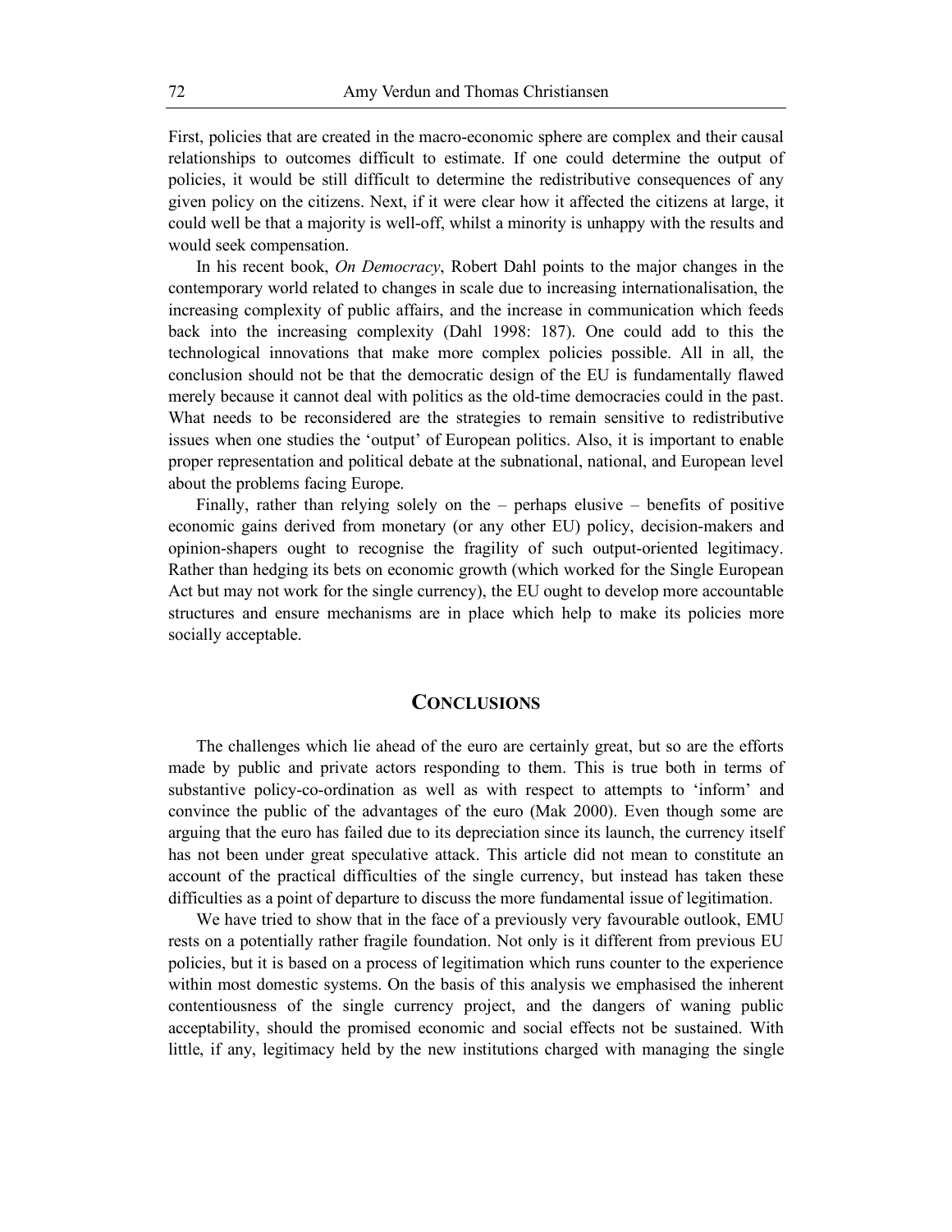First, policies that are created in the macro-economic sphere are complex and their causal relationships to outcomes difficult to estimate. If one could determine the output of policies, it would be still difficult to determine the redistributive consequences of any given policy on the citizens. Next, if it were clear how it affected the citizens at large, it could well be that a majority is well-off, whilst a minority is unhappy with the results and would seek compensation.

In his recent book, *On Democracy*, Robert Dahl points to the major changes in the contemporary world related to changes in scale due to increasing internationalisation, the increasing complexity of public affairs, and the increase in communication which feeds back into the increasing complexity (Dahl 1998: 187). One could add to this the technological innovations that make more complex policies possible. All in all, the conclusion should not be that the democratic design of the EU is fundamentally flawed merely because it cannot deal with politics as the old-time democracies could in the past. What needs to be reconsidered are the strategies to remain sensitive to redistributive issues when one studies the 'output' of European politics. Also, it is important to enable proper representation and political debate at the subnational, national, and European level about the problems facing Europe.

Finally, rather than relying solely on the – perhaps elusive – benefits of positive economic gains derived from monetary (or any other EU) policy, decision-makers and opinion-shapers ought to recognise the fragility of such output-oriented legitimacy. Rather than hedging its bets on economic growth (which worked for the Single European Act but may not work for the single currency), the EU ought to develop more accountable structures and ensure mechanisms are in place which help to make its policies more socially acceptable.

## CONCLUSIONS

The challenges which lie ahead of the euro are certainly great, but so are the efforts made by public and private actors responding to them. This is true both in terms of substantive policy-co-ordination as well as with respect to attempts to 'inform' and convince the public of the advantages of the euro (Mak 2000). Even though some are arguing that the euro has failed due to its depreciation since its launch, the currency itself has not been under great speculative attack. This article did not mean to constitute an account of the practical difficulties of the single currency, but instead has taken these difficulties as a point of departure to discuss the more fundamental issue of legitimation.

We have tried to show that in the face of a previously very favourable outlook, EMU rests on a potentially rather fragile foundation. Not only is it different from previous EU policies, but it is based on a process of legitimation which runs counter to the experience within most domestic systems. On the basis of this analysis we emphasised the inherent contentiousness of the single currency project, and the dangers of waning public acceptability, should the promised economic and social effects not be sustained. With little, if any, legitimacy held by the new institutions charged with managing the single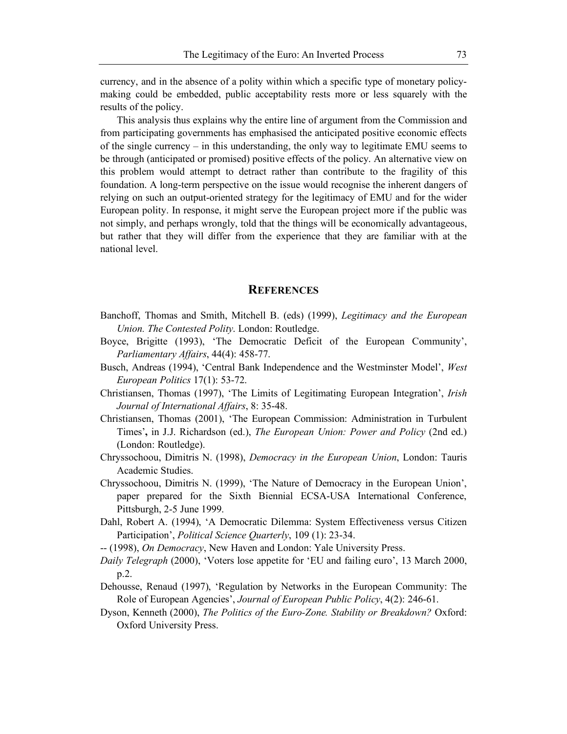currency, and in the absence of a polity within which a specific type of monetary policy-making could be embedded, public acceptability rests more or less squarely with the results of the policy.

This analysis thus explains why the entire line of argument from the Commission and from participating governments has emphasised the anticipated positive economic effects of the single currency – in this understanding, the only way to legitimate EMU seems to be through (anticipated or promised) positive effects of the policy. An alternative view on this problem would attempt to detract rather than contribute to the fragility of this foundation. A long-term perspective on the issue would recognise the inherent dangers of relying on such an output-oriented strategy for the legitimacy of EMU and for the wider European polity. In response, it might serve the European project more if the public was not simply, and perhaps wrongly, told that the things will be economically advantageous, but rather that they will differ from the experience that they are familiar with at the national level.

## REFERENCES

Banchoff, Thomas and Smith, Mitchell B. (eds) (1999), *Legitimacy and the European Union. The Contested Polity*. London: Routledge.

Boyce, Brigitte (1993), 'The Democratic Deficit of the European Community', *Parliamentary Affairs*, 44(4): 458-77.

Busch, Andreas (1994), 'Central Bank Independence and the Westminster Model', *West European Politics* 17(1): 53-72.

Christiansen, Thomas (1997), 'The Limits of Legitimating European Integration', *Irish Journal of International Affairs*, 8: 35-48.

Christiansen, Thomas (2001), 'The European Commission: Administration in Turbulent Times', in J.J. Richardson (ed.), *The European Union: Power and Policy* (2nd ed.) (London: Routledge).

Chryssochoou, Dimitris N. (1998), *Democracy in the European Union*, London: Tauris Academic Studies.

Chryssochoou, Dimitris N. (1999), 'The Nature of Democracy in the European Union', paper prepared for the Sixth Biennial ECSA-USA International Conference, Pittsburgh, 2-5 June 1999.

Dahl, Robert A. (1994), 'A Democratic Dilemma: System Effectiveness versus Citizen Participation', *Political Science Quarterly*, 109 (1): 23-34.

-- (1998), *On Democracy*, New Haven and London: Yale University Press.

*Daily Telegraph* (2000), 'Voters lose appetite for 'EU and failing euro', 13 March 2000, p.2.

Dehousse, Renaud (1997), 'Regulation by Networks in the European Community: The Role of European Agencies', *Journal of European Public Policy*, 4(2): 246-61.

Dyson, Kenneth (2000), *The Politics of the Euro-Zone. Stability or Breakdown?* Oxford: Oxford University Press.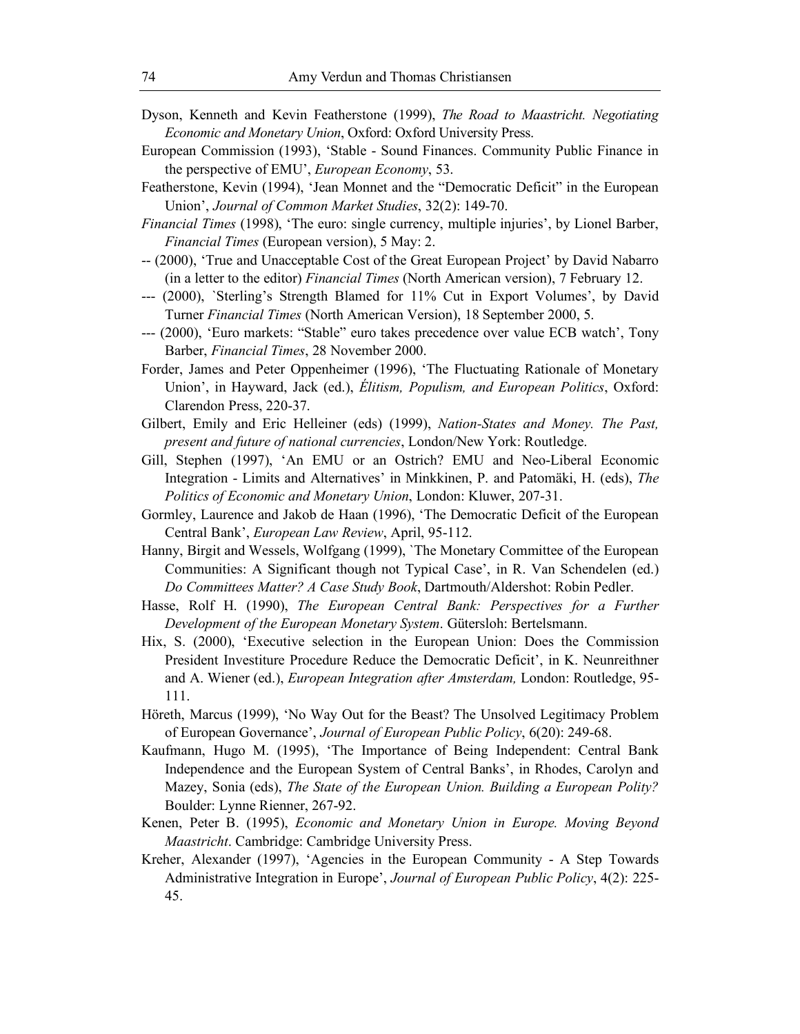Dyson, Kenneth and Kevin Featherstone (1999), *The Road to Maastricht. Negotiating Economic and Monetary Union*, Oxford: Oxford University Press.

European Commission (1993), 'Stable - Sound Finances. Community Public Finance in the perspective of EMU', *European Economy*, 53.

Featherstone, Kevin (1994), 'Jean Monnet and the "Democratic Deficit" in the European Union', *Journal of Common Market Studies*, 32(2): 149-70.

*Financial Times* (1998), 'The euro: single currency, multiple injuries', by Lionel Barber, *Financial Times* (European version), 5 May: 2.

-- (2000), 'True and Unacceptable Cost of the Great European Project' by David Nabarro (in a letter to the editor) *Financial Times* (North American version), 7 February 12.

--- (2000), `Sterling's Strength Blamed for 11% Cut in Export Volumes', by David Turner *Financial Times* (North American Version), 18 September 2000, 5.

--- (2000), 'Euro markets: "Stable" euro takes precedence over value ECB watch', Tony Barber, *Financial Times*, 28 November 2000.

Forder, James and Peter Oppenheimer (1996), 'The Fluctuating Rationale of Monetary Union', in Hayward, Jack (ed.), *Élitism, Populism, and European Politics*, Oxford: Clarendon Press, 220-37.

Gilbert, Emily and Eric Helleiner (eds) (1999), *Nation-States and Money. The Past, present and future of national currencies*, London/New York: Routledge.

Gill, Stephen (1997), 'An EMU or an Ostrich? EMU and Neo-Liberal Economic Integration - Limits and Alternatives' in Minkkinen, P. and Patomäki, H. (eds), *The Politics of Economic and Monetary Union*, London: Kluwer, 207-31.

Gormley, Laurence and Jakob de Haan (1996), 'The Democratic Deficit of the European Central Bank', *European Law Review*, April, 95-112.

Hanny, Birgit and Wessels, Wolfgang (1999), `The Monetary Committee of the European Communities: A Significant though not Typical Case', in R. Van Schendelen (ed.) *Do Committees Matter? A Case Study Book*, Dartmouth/Aldershot: Robin Pedler.

Hasse, Rolf H. (1990), *The European Central Bank: Perspectives for a Further Development of the European Monetary System*. Gütersloh: Bertelsmann.

Hix, S. (2000), 'Executive selection in the European Union: Does the Commission President Investiture Procedure Reduce the Democratic Deficit', in K. Neunreithner and A. Wiener (ed.), *European Integration after Amsterdam,* London: Routledge, 95-111.

Höreth, Marcus (1999), 'No Way Out for the Beast? The Unsolved Legitimacy Problem of European Governance', *Journal of European Public Policy*, 6(20): 249-68.

Kaufmann, Hugo M. (1995), 'The Importance of Being Independent: Central Bank Independence and the European System of Central Banks', in Rhodes, Carolyn and Mazey, Sonia (eds), *The State of the European Union. Building a European Polity?* Boulder: Lynne Rienner, 267-92.

Kenen, Peter B. (1995), *Economic and Monetary Union in Europe. Moving Beyond Maastricht*. Cambridge: Cambridge University Press.

Kreher, Alexander (1997), 'Agencies in the European Community - A Step Towards Administrative Integration in Europe', *Journal of European Public Policy*, 4(2): 225-45.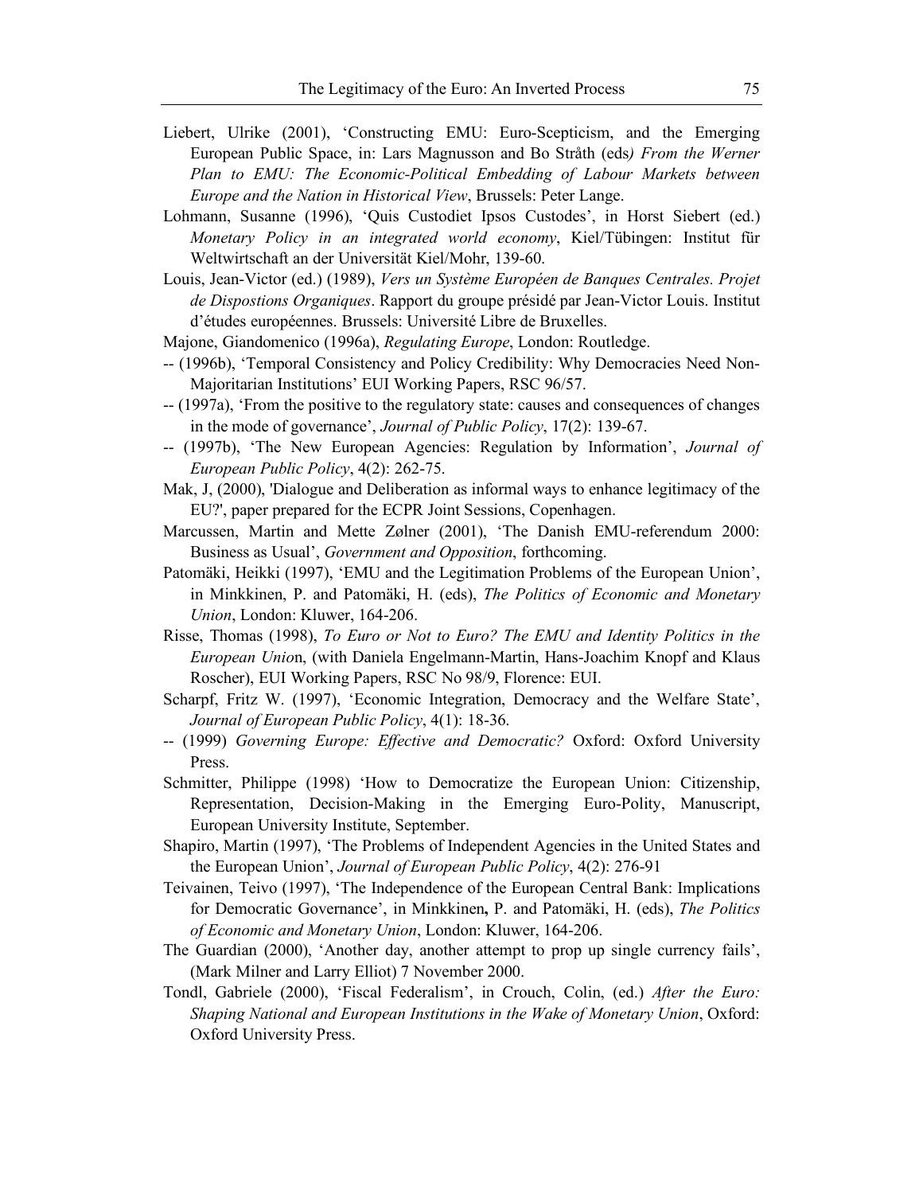Liebert, Ulrike (2001), 'Constructing EMU: Euro-Scepticism, and the Emerging European Public Space, in: Lars Magnusson and Bo Stråth (eds*) From the Werner Plan to EMU: The Economic-Political Embedding of Labour Markets between Europe and the Nation in Historical View*, Brussels: Peter Lange.

Lohmann, Susanne (1996), 'Quis Custodiet Ipsos Custodes', in Horst Siebert (ed.) *Monetary Policy in an integrated world economy*, Kiel/Tübingen: Institut für Weltwirtschaft an der Universität Kiel/Mohr, 139-60.

Louis, Jean-Victor (ed.) (1989), *Vers un Système Européen de Banques Centrales. Projet de Dispostions Organiques*. Rapport du groupe présidé par Jean-Victor Louis. Institut d'études européennes. Brussels: Université Libre de Bruxelles.

Majone, Giandomenico (1996a), *Regulating Europe*, London: Routledge.

-- (1996b), 'Temporal Consistency and Policy Credibility: Why Democracies Need Non-Majoritarian Institutions' EUI Working Papers, RSC 96/57.

-- (1997a), 'From the positive to the regulatory state: causes and consequences of changes in the mode of governance', *Journal of Public Policy*, 17(2): 139-67.

-- (1997b), 'The New European Agencies: Regulation by Information', *Journal of European Public Policy*, 4(2): 262-75.

Mak, J, (2000), 'Dialogue and Deliberation as informal ways to enhance legitimacy of the EU?', paper prepared for the ECPR Joint Sessions, Copenhagen.

Marcussen, Martin and Mette Zølner (2001), 'The Danish EMU-referendum 2000: Business as Usual', *Government and Opposition*, forthcoming.

Patomäki, Heikki (1997), 'EMU and the Legitimation Problems of the European Union', in Minkkinen, P. and Patomäki, H. (eds), *The Politics of Economic and Monetary Union*, London: Kluwer, 164-206.

Risse, Thomas (1998), *To Euro or Not to Euro? The EMU and Identity Politics in the European Unio*n, (with Daniela Engelmann-Martin, Hans-Joachim Knopf and Klaus Roscher), EUI Working Papers, RSC No 98/9, Florence: EUI.

Scharpf, Fritz W. (1997), 'Economic Integration, Democracy and the Welfare State', *Journal of European Public Policy*, 4(1): 18-36.

-- (1999) *Governing Europe: Effective and Democratic?* Oxford: Oxford University Press.

Schmitter, Philippe (1998) 'How to Democratize the European Union: Citizenship, Representation, Decision-Making in the Emerging Euro-Polity, Manuscript, European University Institute, September.

Shapiro, Martin (1997), 'The Problems of Independent Agencies in the United States and the European Union', *Journal of European Public Policy*, 4(2): 276-91

Teivainen, Teivo (1997), 'The Independence of the European Central Bank: Implications for Democratic Governance', in Minkkinen**,** P. and Patomäki, H. (eds), *The Politics of Economic and Monetary Union*, London: Kluwer, 164-206.

The Guardian (2000), 'Another day, another attempt to prop up single currency fails', (Mark Milner and Larry Elliot) 7 November 2000.

Tondl, Gabriele (2000), 'Fiscal Federalism', in Crouch, Colin, (ed.) *After the Euro: Shaping National and European Institutions in the Wake of Monetary Union*, Oxford: Oxford University Press.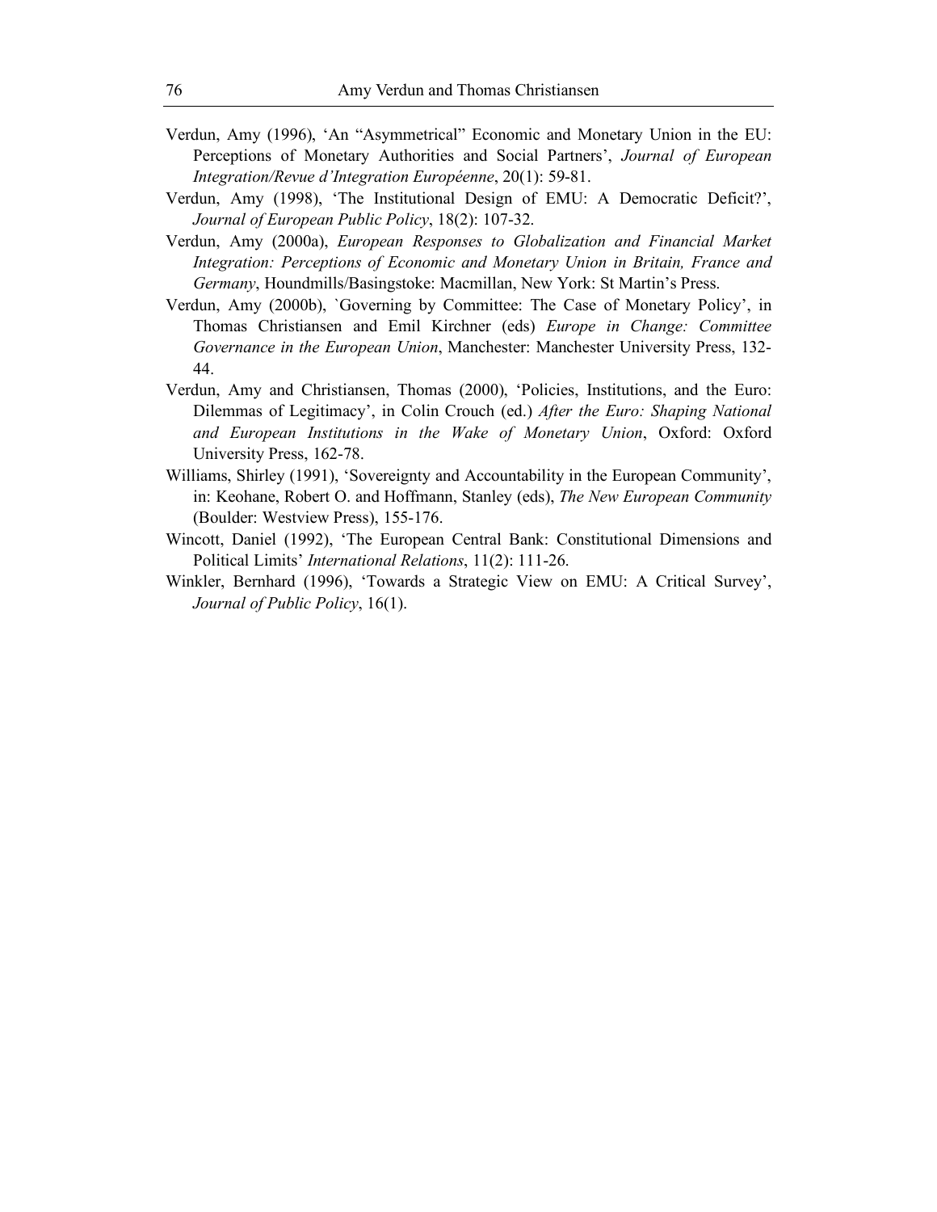Verdun, Amy (1996), 'An "Asymmetrical" Economic and Monetary Union in the EU: Perceptions of Monetary Authorities and Social Partners', *Journal of European Integration/Revue d'Integration Européenne*, 20(1): 59-81.

Verdun, Amy (1998), 'The Institutional Design of EMU: A Democratic Deficit?', *Journal of European Public Policy*, 18(2): 107-32.

Verdun, Amy (2000a), *European Responses to Globalization and Financial Market Integration: Perceptions of Economic and Monetary Union in Britain, France and Germany*, Houndmills/Basingstoke: Macmillan, New York: St Martin's Press.

Verdun, Amy (2000b), `Governing by Committee: The Case of Monetary Policy', in Thomas Christiansen and Emil Kirchner (eds) *Europe in Change: Committee Governance in the European Union*, Manchester: Manchester University Press, 132-44.

Verdun, Amy and Christiansen, Thomas (2000), 'Policies, Institutions, and the Euro: Dilemmas of Legitimacy', in Colin Crouch (ed.) *After the Euro: Shaping National and European Institutions in the Wake of Monetary Union*, Oxford: Oxford University Press, 162-78.

Williams, Shirley (1991), 'Sovereignty and Accountability in the European Community', in: Keohane, Robert O. and Hoffmann, Stanley (eds), *The New European Community* (Boulder: Westview Press), 155-176.

Wincott, Daniel (1992), 'The European Central Bank: Constitutional Dimensions and Political Limits' *International Relations*, 11(2): 111-26.

Winkler, Bernhard (1996), 'Towards a Strategic View on EMU: A Critical Survey', *Journal of Public Policy*, 16(1).